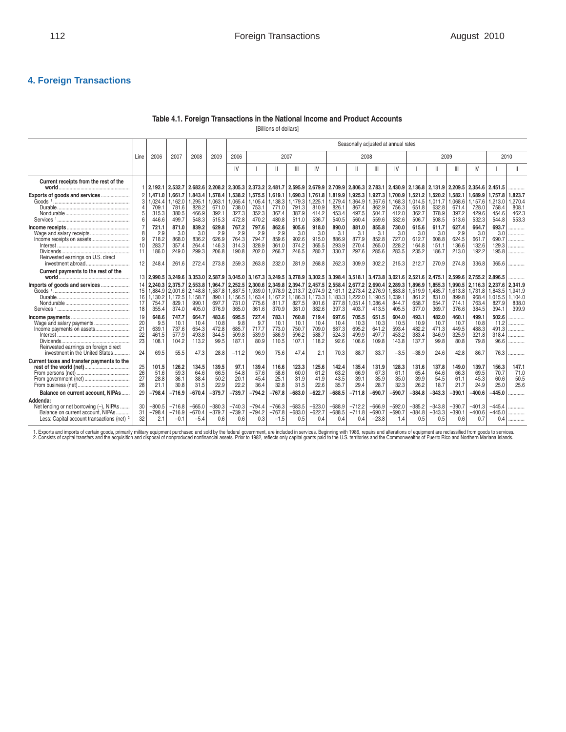## 4. Foreign Transactions

### Table 4.1. Foreign Transactions in the National Income and Product Accounts

[Billions of dollars]

| | Line | 2006 | 2007 | 2008 | 2009 | Seasonally adjusted at annual rates | | | | | | | | | | | | | | |
|---|---|---|---|---|---|---|---|---|---|---|---|---|---|---|---|---|---|---|---|---|
| | | | | | | 2006 | 2007 | | | | 2008 | | | | 2009 | | | | 2010 | |
| | | | | | | IV | I | II | III | IV | I | II | III | IV | I | II | III | IV | I | II |
| **Current receipts from the rest of the world** | 1 | **2,192.1** | **2,532.7** | **2,682.6** | **2,208.2** | **2,305.3** | **2,373.2** | **2,481.7** | **2,595.9** | **2,679.9** | **2,709.9** | **2,806.3** | **2,783.1** | **2,430.9** | **2,136.8** | **2,131.9** | **2,209.5** | **2,354.6** | **2,451.5** | ........... |
| **Exports of goods and services** | 2 | **1,471.0** | **1,661.7** | **1,843.4** | **1,578.4** | **1,538.2** | **1,575.5** | **1,619.1** | **1,690.3** | **1,761.8** | **1,819.9** | **1,925.3** | **1,927.3** | **1,700.9** | **1,521.2** | **1,520.2** | **1,582.1** | **1,689.9** | **1,757.8** | **1,823.7** |
| Goods [1] | 3 | 1,024.4 | 1,162.0 | 1,295.1 | 1,063.1 | 1,065.4 | 1,105.4 | 1,138.3 | 1,179.3 | 1,225.1 | 1,279.4 | 1,364.9 | 1,367.6 | 1,168.3 | 1,014.5 | 1,011.7 | 1,068.6 | 1,157.6 | 1,213.0 | 1,270.4 |
| Durable | 4 | 709.1 | 781.6 | 828.2 | 671.0 | 738.0 | 753.1 | 771.0 | 791.3 | 810.9 | 826.1 | 867.4 | 862.9 | 756.3 | 651.8 | 632.8 | 671.4 | 728.0 | 758.4 | 808.1 |
| Nondurable | 5 | 315.3 | 380.5 | 466.9 | 392.1 | 327.3 | 352.3 | 367.4 | 387.9 | 414.2 | 453.4 | 497.5 | 504.7 | 412.0 | 362.7 | 378.9 | 397.2 | 429.6 | 454.6 | 462.3 |
| Services [1] | 6 | 446.6 | 499.7 | 548.3 | 515.3 | 472.8 | 470.2 | 480.8 | 511.0 | 536.7 | 540.5 | 560.4 | 559.6 | 532.6 | 506.7 | 508.5 | 513.6 | 532.3 | 544.8 | 553.3 |
| **Income receipts** | 7 | **721.1** | **871.0** | **839.2** | **629.8** | **767.2** | **797.6** | **862.6** | **905.6** | **918.0** | **890.0** | **881.0** | **855.8** | **730.0** | **615.6** | **611.7** | **627.4** | **664.7** | **693.7** | ........... |
| Wage and salary receipts | 8 | 2.9 | 3.0 | 3.0 | 2.9 | 2.9 | 2.9 | 2.9 | 3.0 | 3.0 | 3.1 | 3.1 | 3.1 | 3.0 | 3.0 | 3.0 | 2.9 | 3.0 | 3.0 | ........... |
| Income receipts on assets | 9 | 718.2 | 868.0 | 836.2 | 626.9 | 764.3 | 794.7 | 859.6 | 902.6 | 915.0 | 886.9 | 877.9 | 852.8 | 727.0 | 612.7 | 608.8 | 624.5 | 661.7 | 690.7 | ........... |
| Interest | 10 | 283.7 | 357.4 | 264.4 | 146.3 | 314.3 | 328.9 | 361.0 | 374.2 | 365.5 | 293.9 | 270.4 | 265.0 | 228.2 | 164.8 | 151.1 | 136.6 | 132.6 | 129.3 | ........... |
| Dividends | 11 | 186.0 | 249.0 | 299.3 | 206.8 | 190.8 | 202.0 | 266.7 | 246.5 | 280.7 | 330.7 | 297.6 | 285.6 | 283.5 | 235.2 | 186.7 | 213.0 | 192.2 | 195.8 | ........... |
| Reinvested earnings on U.S. direct investment abroad | 12 | 248.4 | 261.6 | 272.4 | 273.8 | 259.3 | 263.8 | 232.0 | 281.9 | 268.8 | 262.3 | 309.9 | 302.2 | 215.3 | 212.7 | 270.9 | 274.8 | 336.8 | 365.6 | ........... |
| **Current payments to the rest of the world** | 13 | **2,990.5** | **3,249.6** | **3,353.0** | **2,587.9** | **3,045.0** | **3,167.3** | **3,249.5** | **3,278.9** | **3,302.5** | **3,398.4** | **3,518.1** | **3,473.8** | **3,021.6** | **2,521.6** | **2,475.1** | **2,599.6** | **2,755.2** | **2,896.5** | ........... |
| **Imports of goods and services** | 14 | **2,240.3** | **2,375.7** | **2,553.8** | **1,964.7** | **2,252.5** | **2,300.6** | **2,349.8** | **2,394.7** | **2,457.5** | **2,558.4** | **2,677.2** | **2,690.4** | **2,289.3** | **1,896.9** | **1,855.3** | **1,990.5** | **2,116.3** | **2,237.6** | **2,341.9** |
| Goods [1] | 15 | 1,884.9 | 2,001.6 | 2,148.8 | 1,587.8 | 1,887.5 | 1,939.0 | 1,978.9 | 2,013.7 | 2,074.9 | 2,161.1 | 2,273.4 | 2,276.9 | 1,883.8 | 1,519.9 | 1,485.7 | 1,613.8 | 1,731.8 | 1,843.5 | 1,941.9 |
| Durable | 16 | 1,130.2 | 1,172.5 | 1,158.7 | 890.1 | 1,156.5 | 1,163.4 | 1,167.2 | 1,186.3 | 1,173.3 | 1,183.3 | 1,222.0 | 1,190.5 | 1,039.1 | 861.2 | 831.0 | 899.8 | 968.4 | 1,015.5 | 1,104.0 |
| Nondurable | 17 | 754.7 | 829.1 | 990.1 | 697.7 | 731.0 | 775.6 | 811.7 | 827.5 | 901.6 | 977.8 | 1,051.4 | 1,086.4 | 844.7 | 658.7 | 654.7 | 714.1 | 763.4 | 827.9 | 838.0 |
| Services [1] | 18 | 355.4 | 374.0 | 405.0 | 376.9 | 365.0 | 361.6 | 370.9 | 381.0 | 382.6 | 397.3 | 403.7 | 413.5 | 405.5 | 377.0 | 369.7 | 376.6 | 384.5 | 394.1 | 399.9 |
| **Income payments** | 19 | **648.6** | **747.7** | **664.7** | **483.6** | **695.5** | **727.4** | **783.1** | **760.8** | **719.4** | **697.6** | **705.5** | **651.5** | **604.0** | **493.1** | **482.0** | **460.1** | **499.1** | **502.6** | ........... |
| Wage and salary payments | 20 | 9.5 | 10.1 | 10.4 | 10.8 | 9.8 | 9.7 | 10.1 | 10.1 | 10.4 | 10.4 | 10.3 | 10.3 | 10.5 | 10.9 | 10.7 | 10.7 | 10.8 | 11.2 | ........... |
| Income payments on assets | 21 | 639.1 | 737.6 | 654.3 | 472.8 | 685.7 | 717.7 | 773.0 | 750.7 | 709.0 | 687.3 | 695.2 | 641.2 | 593.4 | 482.2 | 471.3 | 449.5 | 488.3 | 491.3 | ........... |
| Interest | 22 | 461.5 | 577.9 | 493.8 | 344.5 | 509.8 | 539.9 | 586.9 | 596.2 | 588.7 | 524.3 | 499.9 | 497.7 | 453.2 | 383.4 | 346.9 | 325.9 | 321.8 | 318.4 | ........... |
| Dividends | 23 | 108.1 | 104.2 | 113.2 | 99.5 | 187.1 | 80.9 | 110.5 | 107.1 | 118.2 | 92.6 | 106.6 | 109.8 | 143.8 | 137.7 | 99.8 | 80.8 | 79.8 | 96.6 | ........... |
| Reinvested earnings on foreign direct investment in the United States | 24 | 69.5 | 55.5 | 47.3 | 28.8 | –11.2 | 96.9 | 75.6 | 47.4 | 2.1 | 70.3 | 88.7 | 33.7 | –3.5 | –38.9 | 24.6 | 42.8 | 86.7 | 76.3 | ........... |
| **Current taxes and transfer payments to the rest of the world (net)** | 25 | **101.5** | **126.2** | **134.5** | **139.5** | **97.1** | **139.4** | **116.6** | **123.3** | **125.6** | **142.4** | **135.4** | **131.9** | **128.3** | **131.6** | **137.8** | **149.0** | **139.7** | **156.3** | **147.1** |
| From persons (net) | 26 | 51.6 | 59.3 | 64.6 | 66.5 | 54.8 | 57.6 | 58.6 | 60.0 | 61.2 | 63.2 | 66.9 | 67.3 | 61.1 | 65.4 | 64.6 | 66.3 | 69.5 | 70.7 | 71.0 |
| From government (net) | 27 | 28.8 | 36.1 | 38.4 | 50.2 | 20.1 | 45.4 | 25.1 | 31.9 | 41.9 | 43.5 | 39.1 | 35.9 | 35.0 | 39.9 | 54.5 | 61.1 | 45.3 | 60.6 | 50.5 |
| From business (net) | 28 | 21.1 | 30.8 | 31.5 | 22.9 | 22.2 | 36.4 | 32.8 | 31.5 | 22.6 | 35.7 | 29.4 | 28.7 | 32.3 | 26.2 | 18.7 | 21.7 | 24.9 | 25.0 | 25.6 |
| **Balance on current account, NIPAs** | 29 | **–798.4** | **–716.9** | **–670.4** | **–379.7** | **–739.7** | **–794.2** | **–767.8** | **–683.0** | **–622.7** | **–688.5** | **–711.8** | **–690.7** | **–590.7** | **–384.8** | **–343.3** | **–390.1** | **–400.6** | **–445.0** | ........... |
| **Addenda:** | | | | | | | | | | | | | | | | | | | | |
| Net lending or net borrowing (–), NIPAs | 30 | –800.5 | –716.8 | –665.0 | –380.3 | –740.3 | –794.4 | –766.3 | –683.5 | –623.0 | –688.9 | –712.2 | –666.9 | –592.0 | –385.2 | –343.8 | –390.7 | –401.3 | –445.4 | ........... |
| Balance on current account, NIPAs | 31 | –798.4 | –716.9 | –670.4 | –379.7 | –739.7 | –794.2 | –767.8 | –683.0 | –622.7 | –688.5 | –711.8 | –690.7 | –590.7 | –384.8 | –343.3 | –390.1 | –400.6 | –445.0 | ........... |
| Less: Capital account transactions (net) [2] | 32 | 2.1 | –0.1 | –5.4 | 0.6 | 0.6 | 0.3 | –1.5 | 0.5 | 0.4 | 0.4 | 0.4 | –23.8 | 1.4 | 0.5 | 0.5 | 0.6 | 0.7 | 0.4 | ........... |

1. Exports and imports of certain goods, primarily military equipment purchased and sold by the federal government, are included in services. Beginning with 1986, repairs and alterations of equipment are reclassified from goods to services.
2. Consists of capital transfers and the acquisition and disposal of nonproduced nonfinancial assets. Prior to 1982, reflects only capital grants paid to the U.S. territories and the Commonwealths of Puerto Rico and Northern Mariana Islands.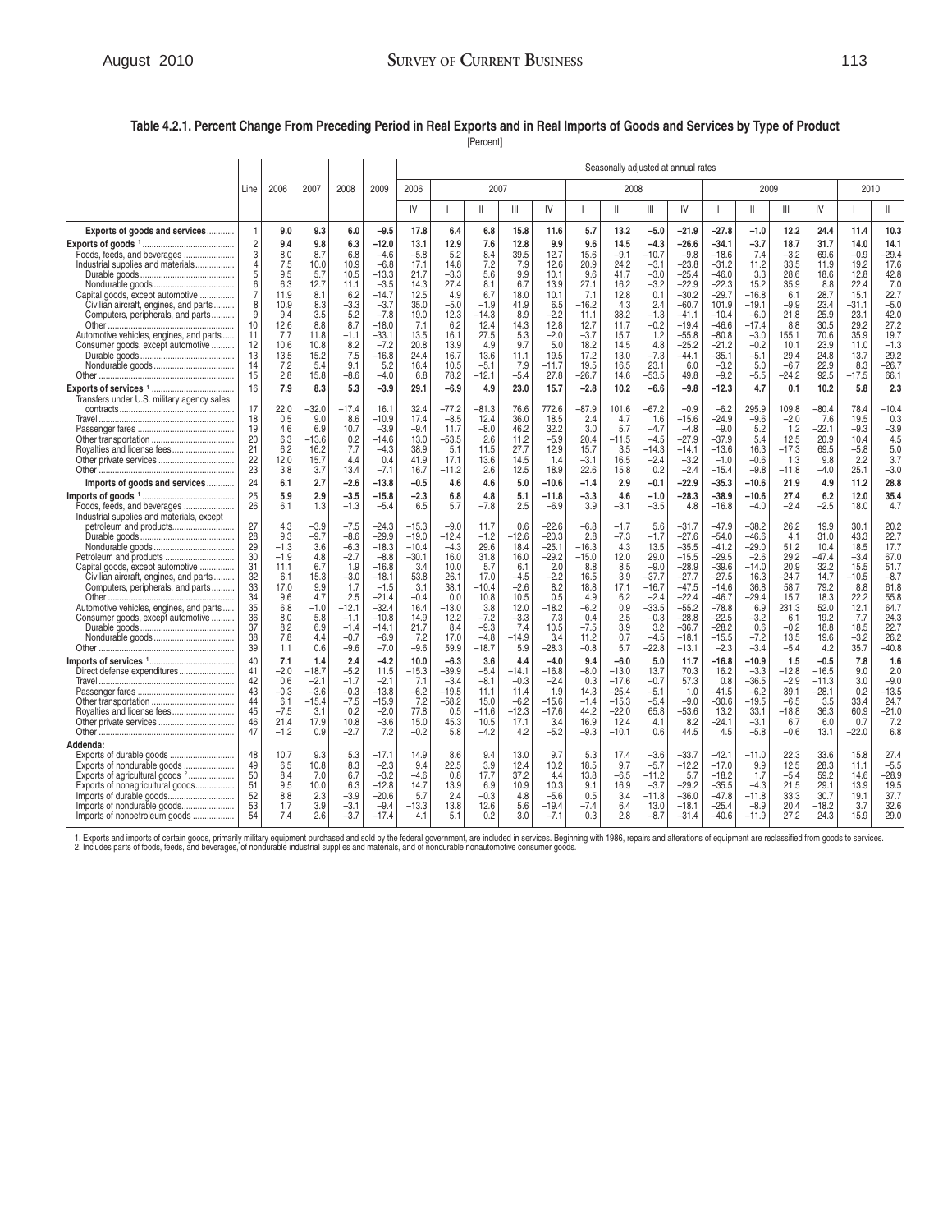## Table 4.2.1. Percent Change From Preceding Period in Real Exports and in Real Imports of Goods and Services by Type of Product

[Percent]

| | Line | 2006 | 2007 | 2008 | 2009 | Seasonally adjusted at annual rates | | | | | | | | | | | | | | |
|---|---|---|---|---|---|---|---|---|---|---|---|---|---|---|---|---|---|---|---|---|
| | | | | | | 2006 | 2007 | | | | 2008 | | | | 2009 | | | | 2010 | |
| | | | | | | IV | I | II | III | IV | I | II | III | IV | I | II | III | IV | I | II |
| **Exports of goods and services** | 1 | **9.0** | **9.3** | **6.0** | **−9.5** | **17.8** | **6.4** | **6.8** | **15.8** | **11.6** | **5.7** | **13.2** | **−5.0** | **−21.9** | **−27.8** | **−1.0** | **12.2** | **24.4** | **11.4** | **10.3** |
| **Exports of goods** [1] | 2 | **9.4** | **9.8** | **6.3** | **−12.0** | **13.1** | **12.9** | **7.6** | **12.8** | **9.9** | **9.6** | **14.5** | **−4.3** | **−26.6** | **−34.1** | **−3.7** | **18.7** | **31.7** | **14.0** | **14.1** |
| Foods, feeds, and beverages | 3 | 8.0 | 8.7 | 6.8 | −4.6 | −5.8 | 5.2 | 8.4 | 39.5 | 12.7 | 15.6 | −9.1 | −10.7 | −9.8 | −18.6 | 7.4 | −3.2 | 69.6 | −0.9 | −29.4 |
| Industrial supplies and materials | 4 | 7.5 | 10.0 | 10.9 | −6.8 | 17.1 | 14.8 | 7.2 | 7.9 | 12.6 | 20.9 | 24.2 | −3.1 | −23.8 | −31.2 | 11.2 | 33.5 | 11.9 | 19.2 | 17.6 |
| Durable goods | 5 | 9.5 | 5.7 | 10.5 | −13.3 | 21.7 | −3.3 | 5.6 | 9.9 | 10.1 | 9.6 | 41.7 | −3.0 | −25.4 | −46.0 | 3.3 | 28.6 | 18.6 | 12.8 | 42.8 |
| Nondurable goods | 6 | 6.3 | 12.7 | 11.1 | −3.5 | 14.3 | 27.4 | 8.1 | 6.7 | 13.9 | 27.1 | 16.2 | −3.2 | −22.9 | −22.3 | 15.2 | 35.9 | 8.8 | 22.4 | 7.0 |
| Capital goods, except automotive | 7 | 11.9 | 8.1 | 6.2 | −14.7 | 12.5 | 4.9 | 6.7 | 18.0 | 10.1 | 7.1 | 12.8 | 0.1 | −30.2 | −29.7 | −16.8 | 6.1 | 28.7 | 15.1 | 22.7 |
| Civilian aircraft, engines, and parts | 8 | 10.9 | 8.3 | −3.3 | −3.7 | 35.0 | −5.0 | −1.9 | 41.9 | 6.5 | −16.2 | 4.3 | 2.4 | −60.7 | 101.9 | −19.1 | −9.9 | 23.4 | −31.1 | −5.0 |
| Computers, peripherals, and parts | 9 | 9.4 | 3.5 | 5.2 | −7.8 | 19.0 | 12.3 | −14.3 | 8.9 | −2.2 | 11.1 | 38.2 | −1.3 | −41.1 | −10.4 | −6.0 | 21.8 | 25.9 | 23.1 | 42.0 |
| Other | 10 | 12.6 | 8.8 | 8.7 | −18.0 | 7.1 | 6.2 | 12.4 | 14.3 | 12.8 | 12.7 | 11.7 | −0.2 | −19.4 | −46.6 | −17.4 | 8.8 | 30.5 | 29.2 | 27.2 |
| Automotive vehicles, engines, and parts | 11 | 7.7 | 11.8 | −1.1 | −33.1 | 13.5 | 16.1 | 27.5 | 5.3 | −2.0 | −3.7 | 15.7 | 1.2 | −55.8 | −80.8 | −3.0 | 155.1 | 70.6 | 35.9 | 19.7 |
| Consumer goods, except automotive | 12 | 10.6 | 10.8 | 8.2 | −7.2 | 20.8 | 13.9 | 4.9 | 9.7 | 5.0 | 18.2 | 14.5 | 4.8 | −25.2 | −21.2 | −0.2 | 10.1 | 23.9 | 11.0 | −1.3 |
| Durable goods | 13 | 13.5 | 15.2 | 7.5 | −16.8 | 24.4 | 16.7 | 13.6 | 11.1 | 19.5 | 17.2 | 13.0 | −7.3 | −44.1 | −35.1 | −5.1 | 29.4 | 24.8 | 13.7 | 29.2 |
| Nondurable goods | 14 | 7.2 | 5.4 | 9.1 | 5.2 | 16.4 | 10.5 | −5.1 | 7.9 | −11.7 | 19.5 | 16.5 | 23.1 | 6.0 | −3.2 | 5.0 | −6.7 | 22.9 | 8.3 | −26.7 |
| Other | 15 | 2.8 | 15.8 | −8.6 | −4.0 | 6.8 | 78.2 | −12.1 | −5.4 | 27.8 | −26.7 | 14.6 | −53.5 | 49.8 | −9.2 | −5.5 | −24.2 | 92.5 | −17.5 | 66.1 |
| **Exports of services** [1] | 16 | **7.9** | **8.3** | **5.3** | **−3.9** | **29.1** | **−6.9** | **4.9** | **23.0** | **15.7** | **−2.8** | **10.2** | **−6.6** | **−9.8** | **−12.3** | **4.7** | **0.1** | **10.2** | **5.8** | **2.3** |
| Transfers under U.S. military agency sales contracts | 17 | 22.0 | −32.0 | −17.4 | 16.1 | 32.4 | −77.2 | −81.3 | 76.6 | 772.6 | −87.9 | 101.6 | −67.2 | −0.9 | −6.2 | 295.9 | 109.8 | −80.4 | 78.4 | −10.4 |
| Travel | 18 | 0.5 | 9.0 | 8.6 | −10.9 | 17.4 | −8.5 | 12.4 | 36.0 | 18.5 | 2.4 | 4.7 | 1.6 | −15.6 | −24.9 | −9.6 | −2.0 | 7.6 | 19.5 | 0.3 |
| Passenger fares | 19 | 4.6 | 6.9 | 10.7 | −3.9 | −9.4 | 11.7 | −8.0 | 46.2 | 32.2 | 3.0 | 5.7 | −4.7 | −4.8 | −9.0 | 5.2 | 1.2 | −22.1 | −9.3 | −3.9 |
| Other transportation | 20 | 6.3 | −13.6 | 0.2 | −14.6 | 13.0 | −53.5 | 2.6 | 11.2 | −5.9 | 20.4 | −11.5 | −4.5 | −27.9 | −37.9 | 5.4 | 12.5 | 20.9 | 10.4 | 4.5 |
| Royalties and license fees | 21 | 6.2 | 16.2 | 7.7 | −4.3 | 38.9 | 5.1 | 11.5 | 27.7 | 12.9 | 15.7 | 3.5 | −14.3 | −14.1 | −13.6 | 16.3 | −17.3 | 69.5 | −5.8 | 5.0 |
| Other private services | 22 | 12.0 | 15.7 | 4.4 | 0.4 | 41.9 | 17.1 | 13.6 | 14.5 | 1.4 | −3.1 | 16.5 | −2.4 | −3.2 | −1.0 | −0.6 | 1.3 | 9.8 | 2.2 | 3.7 |
| Other | 23 | 3.8 | 3.7 | 13.4 | −7.1 | 16.7 | −11.2 | 2.6 | 12.5 | 18.9 | 22.6 | 15.8 | 0.2 | −2.4 | −15.4 | −9.8 | −11.8 | −4.0 | 25.1 | −3.0 |
| **Imports of goods and services** | 24 | **6.1** | **2.7** | **−2.6** | **−13.8** | **−0.5** | **4.6** | **4.6** | **5.0** | **−10.6** | **−1.4** | **2.9** | **−0.1** | **−22.9** | **−35.3** | **−10.6** | **21.9** | **4.9** | **11.2** | **28.8** |
| **Imports of goods** [1] | 25 | **5.9** | **2.9** | **−3.5** | **−15.8** | **−2.3** | **6.8** | **4.8** | **5.1** | **−11.8** | **−3.3** | **4.6** | **−1.0** | **−28.3** | **−38.9** | **−10.6** | **27.4** | **6.2** | **12.0** | **35.4** |
| Foods, feeds, and beverages | 26 | 6.1 | 1.3 | −1.3 | −5.4 | 6.5 | 5.7 | −7.8 | 2.5 | −6.9 | 3.9 | −3.1 | −3.5 | 4.8 | −16.8 | −4.0 | −2.4 | −2.5 | 18.0 | 4.7 |
| Industrial supplies and materials, except petroleum and products | 27 | 4.3 | −3.9 | −7.5 | −24.3 | −15.3 | −9.0 | 11.7 | 0.6 | −22.6 | −6.8 | −1.7 | 5.6 | −31.7 | −47.9 | −38.2 | 26.2 | 19.9 | 30.1 | 20.2 |
| Durable goods | 28 | 9.3 | −9.7 | −8.6 | −29.9 | −19.0 | −12.4 | −1.2 | −12.6 | −20.3 | 2.8 | −7.3 | −1.7 | −27.6 | −54.0 | −46.6 | 4.1 | 31.0 | 43.3 | 22.7 |
| Nondurable goods | 29 | −1.3 | 3.6 | −6.3 | −18.3 | −10.4 | −4.3 | 29.6 | 18.4 | −25.1 | −16.3 | 4.3 | 13.5 | −35.5 | −41.2 | −29.0 | 51.2 | 10.4 | 18.5 | 17.7 |
| Petroleum and products | 30 | −1.9 | 4.8 | −2.7 | −8.8 | −30.1 | 16.0 | 31.8 | 16.0 | −29.2 | −15.0 | 12.0 | 29.0 | −15.5 | −29.5 | −2.6 | 29.2 | −47.4 | −3.4 | 67.0 |
| Capital goods, except automotive | 31 | 11.1 | 6.7 | 1.9 | −16.8 | 3.4 | 10.0 | 5.7 | 6.1 | 2.0 | 8.8 | 8.5 | −9.0 | −28.9 | −39.6 | −14.0 | 20.9 | 32.2 | 15.5 | 51.7 |
| Civilian aircraft, engines, and parts | 32 | 6.1 | 15.3 | −3.0 | −18.1 | 53.8 | 26.1 | 17.0 | −4.5 | −2.2 | 16.5 | 3.9 | −37.7 | −27.7 | −27.5 | 16.3 | −24.7 | 14.7 | −10.5 | −8.7 |
| Computers, peripherals, and parts | 33 | 17.0 | 9.9 | 1.7 | −1.5 | 3.1 | 38.1 | −10.4 | −2.6 | 8.2 | 18.8 | 17.1 | −16.7 | −47.5 | −14.6 | 36.8 | 58.7 | 79.2 | 8.8 | 61.8 |
| Other | 34 | 9.6 | 4.7 | 2.5 | −21.4 | −0.4 | 0.0 | 10.8 | 10.5 | 0.5 | 4.9 | 6.2 | −2.4 | −22.4 | −46.7 | −29.4 | 15.7 | 18.3 | 22.2 | 55.8 |
| Automotive vehicles, engines, and parts | 35 | 6.8 | −1.0 | −12.1 | −32.4 | 16.4 | −13.0 | 3.8 | 12.0 | −18.2 | −6.2 | 0.9 | −33.5 | −55.2 | −78.8 | 6.9 | 231.3 | 52.0 | 12.1 | 64.7 |
| Consumer goods, except automotive | 36 | 8.0 | 5.8 | −1.1 | −10.8 | 14.9 | 12.2 | −7.2 | −3.3 | 7.3 | 0.4 | 2.5 | −0.3 | −28.8 | −22.5 | −3.2 | 6.1 | 19.2 | 7.7 | 24.3 |
| Durable goods | 37 | 8.2 | 6.9 | −1.4 | −14.1 | 21.7 | 8.4 | −9.3 | 7.4 | 10.5 | −7.5 | 3.9 | 3.2 | −36.7 | −28.2 | 0.6 | −0.2 | 18.8 | 18.5 | 22.7 |
| Nondurable goods | 38 | 7.8 | 4.4 | −0.7 | −6.9 | 7.2 | 17.0 | −4.8 | −14.9 | 3.4 | 11.2 | 0.7 | −4.5 | −18.1 | −15.5 | −7.2 | 13.5 | 19.6 | −3.2 | 26.2 |
| Other | 39 | 1.1 | 0.6 | −9.6 | −7.0 | −9.6 | 59.9 | −18.7 | 5.9 | −28.3 | −0.8 | 5.7 | −22.8 | −13.1 | −2.3 | −3.4 | −5.4 | 4.2 | 35.7 | −40.8 |
| **Imports of services** [1] | 40 | **7.1** | **1.4** | **2.4** | **−4.2** | **10.0** | **−6.3** | **3.6** | **4.4** | **−4.0** | **9.4** | **−6.0** | **5.0** | **11.7** | **−16.8** | **−10.9** | **1.5** | **−0.5** | **7.8** | **1.6** |
| Direct defense expenditures | 41 | −2.0 | −18.7 | −5.2 | 11.5 | −15.3 | −39.9 | −5.4 | −14.1 | −16.8 | −8.0 | −13.0 | 13.7 | 70.3 | 16.2 | −3.3 | −12.8 | −16.5 | 9.0 | 2.0 |
| Travel | 42 | 0.6 | −2.1 | −1.7 | −2.1 | 7.1 | −3.4 | −8.1 | −0.3 | −2.4 | 0.3 | −17.6 | −0.7 | 57.3 | 0.8 | −36.5 | −2.9 | −11.3 | 3.0 | −9.0 |
| Passenger fares | 43 | −0.3 | −3.6 | −0.3 | −13.8 | −6.2 | −19.5 | 11.1 | 11.4 | 1.9 | 14.3 | −25.4 | −5.1 | 1.0 | −41.5 | −6.2 | 39.1 | −28.1 | 0.2 | −13.5 |
| Other transportation | 44 | 6.1 | −15.4 | −7.5 | −15.9 | 7.2 | −58.2 | 15.0 | −6.2 | −15.6 | −1.4 | −15.3 | −5.4 | −9.0 | −30.6 | −19.5 | −6.5 | 3.5 | 33.4 | 24.7 |
| Royalties and license fees | 45 | −7.5 | 3.1 | 0.2 | −2.0 | 77.8 | 0.5 | −11.6 | −12.3 | −17.6 | 44.2 | −22.0 | 65.8 | −53.6 | 13.2 | 33.1 | −18.8 | 36.3 | 60.9 | −21.0 |
| Other private services | 46 | 21.4 | 17.9 | 10.8 | −3.6 | 15.0 | 45.3 | 10.5 | 17.1 | 3.4 | 16.9 | 12.4 | 4.1 | 8.2 | −24.1 | −3.1 | 6.7 | 6.0 | 0.7 | 7.2 |
| Other | 47 | −1.2 | 0.9 | −2.7 | 7.2 | −0.2 | 5.8 | −4.2 | 4.2 | −5.2 | −9.3 | −10.1 | 0.6 | 44.5 | 4.5 | −5.8 | −0.6 | 13.1 | −22.0 | 6.8 |
| **Addenda:** | | | | | | | | | | | | | | | | | | | | |
| Exports of durable goods | 48 | 10.7 | 9.3 | 5.3 | −17.1 | 14.9 | 8.6 | 9.4 | 13.0 | 9.7 | 5.3 | 17.4 | −3.6 | −33.7 | −42.1 | −11.0 | 22.3 | 33.6 | 15.8 | 27.4 |
| Exports of nondurable goods | 49 | 6.5 | 10.8 | 8.3 | −2.3 | 9.4 | 22.5 | 3.9 | 12.4 | 10.2 | 18.5 | 9.7 | −5.7 | −12.2 | −17.0 | 9.9 | 12.5 | 28.3 | 11.1 | −5.5 |
| Exports of agricultural goods [2] | 50 | 8.4 | 7.0 | 6.7 | −3.2 | −4.6 | 0.8 | 17.7 | 37.2 | 4.4 | 13.8 | −6.5 | −11.2 | 5.7 | −18.2 | 1.7 | −5.4 | 59.2 | 14.6 | −28.9 |
| Exports of nonagricultural goods | 51 | 9.5 | 10.0 | 6.3 | −12.8 | 14.7 | 13.9 | 6.9 | 10.9 | 10.3 | 9.1 | 16.9 | −3.7 | −29.2 | −35.5 | −4.3 | 21.5 | 29.1 | 13.9 | 19.5 |
| Imports of durable goods | 52 | 8.8 | 2.3 | −3.9 | −20.6 | 5.7 | 2.4 | −0.3 | 4.8 | −5.6 | 0.5 | 3.4 | −11.8 | −36.0 | −47.8 | −11.8 | 33.3 | 30.7 | 19.1 | 37.7 |
| Imports of nondurable goods | 53 | 1.7 | 3.9 | −3.1 | −9.4 | −13.3 | 13.8 | 12.6 | 5.6 | −19.4 | −7.4 | 6.4 | 13.0 | −18.1 | −25.4 | −8.9 | 20.4 | −18.2 | 3.7 | 32.6 |
| Imports of nonpetroleum goods | 54 | 7.4 | 2.6 | −3.7 | −17.4 | 4.1 | 5.1 | 0.2 | 3.0 | −7.1 | 0.3 | 2.8 | −8.7 | −31.4 | −40.6 | −11.9 | 27.2 | 24.3 | 15.9 | 29.0 |

1. Exports and imports of certain goods, primarily military equipment purchased and sold by the federal government, are included in services. Beginning with 1986, repairs and alterations of equipment are reclassified from goods to services.
2. Includes parts of foods, feeds, and beverages, of nondurable industrial supplies and materials, and of nondurable nonautomotive consumer goods.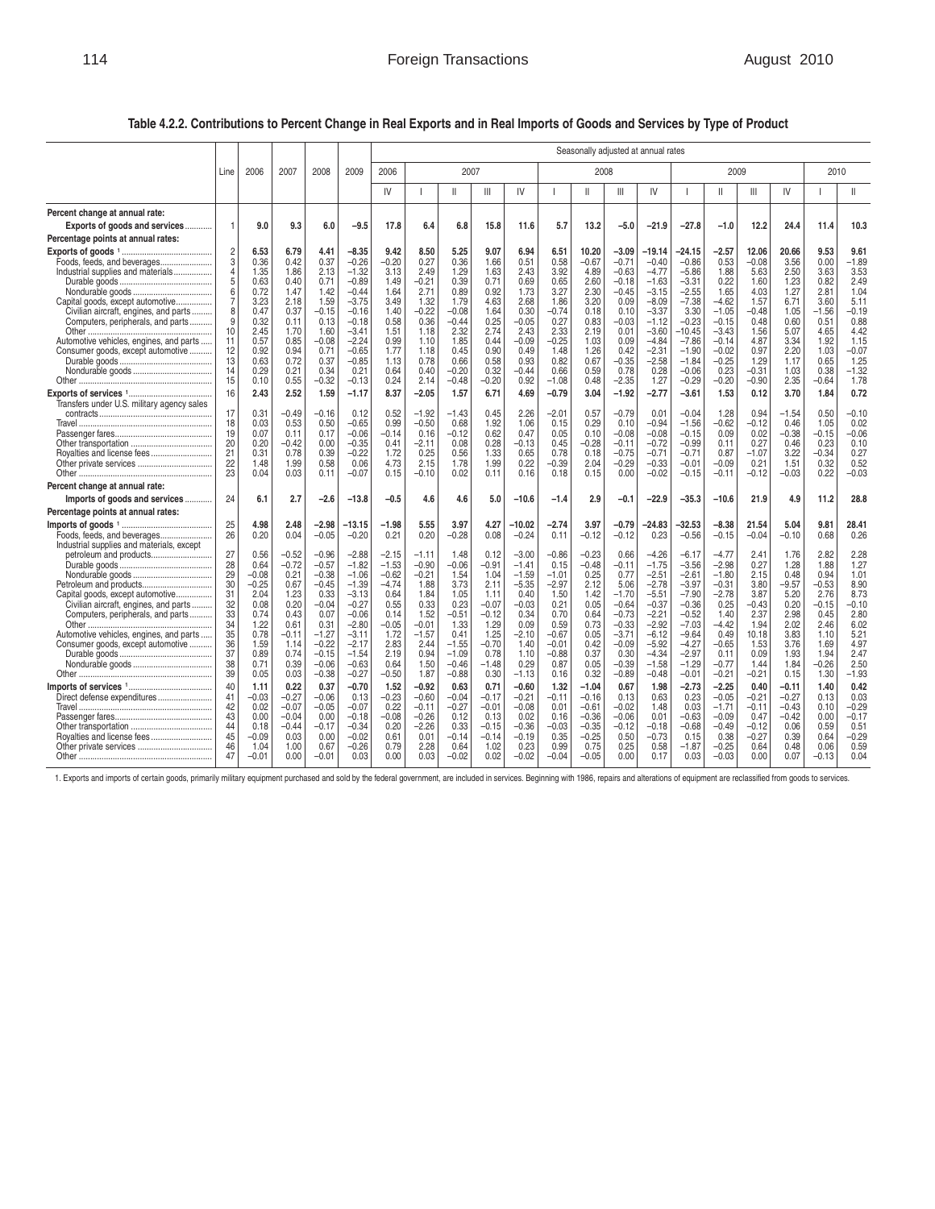## Table 4.2.2. Contributions to Percent Change in Real Exports and in Real Imports of Goods and Services by Type of Product

| | Line | 2006 | 2007 | 2008 | 2009 | 2006 | 2007 | | | | 2008 | | | | 2009 | | | | 2010 | |
|---|---|---|---|---|---|---|---|---|---|---|---|---|---|---|---|---|---|---|---|---|
| | | | | | | IV | I | II | III | IV | I | II | III | IV | I | II | III | IV | I | II |
| **Percent change at annual rate:** | | | | | | | | | | | | | | | | | | | | |
| **Exports of goods and services** | 1 | **9.0** | **9.3** | **6.0** | **–9.5** | **17.8** | **6.4** | **6.8** | **15.8** | **11.6** | **5.7** | **13.2** | **–5.0** | **–21.9** | **–27.8** | **–1.0** | **12.2** | **24.4** | **11.4** | **10.3** |
| **Percentage points at annual rates:** | | | | | | | | | | | | | | | | | | | | |
| **Exports of goods** [1] | 2 | **6.53** | **6.79** | **4.41** | **–8.35** | **9.42** | **8.50** | **5.25** | **9.07** | **6.94** | **6.51** | **10.20** | **–3.09** | **–19.14** | **–24.15** | **–2.57** | **12.06** | **20.66** | **9.53** | **9.61** |
| Foods, feeds, and beverages | 3 | 0.36 | 0.42 | 0.37 | –0.26 | –0.20 | 0.27 | 0.36 | 1.66 | 0.51 | 0.58 | –0.67 | –0.71 | –0.40 | –0.86 | 0.53 | –0.08 | 3.56 | 0.00 | –1.89 |
| Industrial supplies and materials | 4 | 1.35 | 1.86 | 2.13 | –1.32 | 3.13 | 2.49 | 1.29 | 1.63 | 2.43 | 3.92 | 4.89 | –0.63 | –4.77 | –5.86 | 1.88 | 5.63 | 2.50 | 3.63 | 3.53 |
| Durable goods | 5 | 0.63 | 0.40 | 0.71 | –0.89 | 1.49 | –0.21 | 0.39 | 0.71 | 0.69 | 0.65 | 2.60 | –0.18 | –1.63 | –3.31 | 0.22 | 1.60 | 1.23 | 0.82 | 2.49 |
| Nondurable goods | 6 | 0.72 | 1.47 | 1.42 | –0.44 | 1.64 | 2.71 | 0.89 | 0.92 | 1.73 | 3.27 | 2.30 | –0.45 | –3.15 | –2.55 | 1.65 | 4.03 | 1.27 | 2.81 | 1.04 |
| Capital goods, except automotive | 7 | 3.23 | 2.18 | 1.59 | –3.75 | 3.49 | 1.32 | 1.79 | 4.63 | 2.68 | 1.86 | 3.20 | 0.09 | –8.09 | –7.38 | –4.62 | 1.57 | 6.71 | 3.60 | 5.11 |
| Civilian aircraft, engines, and parts | 8 | 0.47 | 0.37 | –0.15 | –0.16 | 1.40 | –0.22 | –0.08 | 1.64 | 0.30 | –0.74 | 0.18 | 0.10 | –3.37 | 3.30 | –1.05 | –0.48 | 1.05 | –1.56 | –0.19 |
| Computers, peripherals, and parts | 9 | 0.32 | 0.11 | 0.13 | –0.18 | 0.58 | 0.36 | –0.44 | 0.25 | –0.05 | 0.27 | 0.83 | –0.03 | –1.12 | –0.23 | –0.15 | 0.48 | 0.60 | 0.51 | 0.88 |
| Other | 10 | 2.45 | 1.70 | 1.60 | –3.41 | 1.51 | 1.18 | 2.32 | 2.74 | 2.43 | 2.33 | 2.19 | 0.01 | –3.60 | –10.45 | –3.43 | 1.56 | 5.07 | 4.65 | 4.42 |
| Automotive vehicles, engines, and parts | 11 | 0.57 | 0.85 | –0.08 | –2.24 | 0.99 | 1.10 | 1.85 | 0.44 | –0.09 | –0.25 | 1.03 | 0.09 | –4.84 | –7.86 | –0.14 | 4.87 | 3.34 | 1.92 | 1.15 |
| Consumer goods, except automotive | 12 | 0.92 | 0.94 | 0.71 | –0.65 | 1.77 | 1.18 | 0.45 | 0.90 | 0.49 | 1.48 | 1.26 | 0.42 | –2.31 | –1.90 | –0.02 | 0.97 | 2.20 | 1.03 | –0.07 |
| Durable goods | 13 | 0.63 | 0.72 | 0.37 | –0.85 | 1.13 | 0.78 | 0.66 | 0.58 | 0.93 | 0.82 | 0.67 | –0.35 | –2.58 | –1.84 | –0.25 | 1.29 | 1.17 | 0.65 | 1.25 |
| Nondurable goods | 14 | 0.29 | 0.21 | 0.34 | 0.21 | 0.64 | 0.40 | –0.20 | 0.32 | –0.44 | 0.66 | 0.59 | 0.78 | 0.28 | –0.06 | 0.23 | –0.31 | 1.03 | 0.38 | –1.32 |
| Other | 15 | 0.10 | 0.55 | –0.32 | –0.13 | 0.24 | 2.14 | –0.48 | –0.20 | 0.92 | –1.08 | 0.48 | –2.35 | 1.27 | –0.29 | –0.20 | –0.90 | 2.35 | –0.64 | 1.78 |
| **Exports of services** [1] | 16 | **2.43** | **2.52** | **1.59** | **–1.17** | **8.37** | **–2.05** | **1.57** | **6.71** | **4.69** | **–0.79** | **3.04** | **–1.92** | **–2.77** | **–3.61** | **1.53** | **0.12** | **3.70** | **1.84** | **0.72** |
| Transfers under U.S. military agency sales contracts | 17 | 0.31 | –0.49 | –0.16 | 0.12 | 0.52 | –1.92 | –1.43 | 0.45 | 2.26 | –2.01 | 0.57 | –0.79 | 0.01 | –0.04 | 1.28 | 0.94 | –1.54 | 0.50 | –0.10 |
| Travel | 18 | 0.03 | 0.53 | 0.50 | –0.65 | 0.99 | –0.50 | 0.68 | 1.92 | 1.06 | 0.15 | 0.29 | 0.10 | –0.94 | –1.56 | –0.62 | –0.12 | 0.46 | 1.05 | 0.02 |
| Passenger fares | 19 | 0.07 | 0.11 | 0.17 | –0.06 | –0.14 | 0.16 | –0.12 | 0.62 | 0.47 | 0.05 | 0.10 | –0.08 | –0.08 | –0.15 | 0.09 | 0.02 | –0.38 | –0.15 | –0.06 |
| Other transportation | 20 | 0.20 | –0.42 | 0.00 | –0.35 | 0.41 | –2.11 | 0.08 | 0.28 | –0.13 | 0.45 | –0.28 | –0.11 | –0.72 | –0.99 | 0.11 | 0.27 | 0.46 | 0.23 | 0.10 |
| Royalties and license fees | 21 | 0.31 | 0.78 | 0.39 | –0.22 | 1.72 | 0.25 | 0.56 | 1.33 | 0.65 | 0.78 | 0.18 | –0.75 | –0.71 | –0.71 | 0.87 | –1.07 | 3.22 | –0.34 | 0.27 |
| Other private services | 22 | 1.48 | 1.99 | 0.58 | 0.06 | 4.73 | 2.15 | 1.78 | 1.99 | 0.22 | –0.39 | 2.04 | –0.29 | –0.33 | –0.01 | –0.09 | 0.21 | 1.51 | 0.32 | 0.52 |
| Other | 23 | 0.04 | 0.03 | 0.11 | –0.07 | 0.15 | –0.10 | 0.02 | 0.11 | 0.16 | 0.18 | 0.15 | 0.00 | –0.02 | –0.15 | –0.11 | –0.12 | –0.03 | 0.22 | –0.03 |
| **Percent change at annual rate:** | | | | | | | | | | | | | | | | | | | | |
| **Imports of goods and services** | 24 | **6.1** | **2.7** | **–2.6** | **–13.8** | **–0.5** | **4.6** | **4.6** | **5.0** | **–10.6** | **–1.4** | **2.9** | **–0.1** | **–22.9** | **–35.3** | **–10.6** | **21.9** | **4.9** | **11.2** | **28.8** |
| **Percentage points at annual rates:** | | | | | | | | | | | | | | | | | | | | |
| **Imports of goods** [1] | 25 | **4.98** | **2.48** | **–2.98** | **–13.15** | **–1.98** | **5.55** | **3.97** | **4.27** | **–10.02** | **–2.74** | **3.97** | **–0.79** | **–24.83** | **–32.53** | **–8.38** | **21.54** | **5.04** | **9.81** | **28.41** |
| Foods, feeds, and beverages | 26 | 0.20 | 0.04 | –0.05 | –0.20 | 0.21 | 0.20 | –0.28 | 0.08 | –0.24 | 0.11 | –0.12 | –0.12 | 0.23 | –0.56 | –0.15 | –0.04 | –0.10 | 0.68 | 0.26 |
| Industrial supplies and materials, except petroleum and products | 27 | 0.56 | –0.52 | –0.96 | –2.88 | –2.15 | –1.11 | 1.48 | 0.12 | –3.00 | –0.86 | –0.23 | 0.66 | –4.26 | –6.17 | –4.77 | 2.41 | 1.76 | 2.82 | 2.28 |
| Durable goods | 28 | 0.64 | –0.72 | –0.57 | –1.82 | –1.53 | –0.90 | –0.06 | –0.91 | –1.41 | 0.15 | –0.48 | –0.11 | –1.75 | –3.56 | –2.98 | 0.27 | 1.28 | 1.88 | 1.27 |
| Nondurable goods | 29 | –0.08 | 0.21 | –0.38 | –1.06 | –0.62 | –0.21 | 1.54 | 1.04 | –1.59 | –1.01 | 0.25 | 0.77 | –2.51 | –2.61 | –1.80 | 2.15 | 0.48 | 0.94 | 1.01 |
| Petroleum and products | 30 | –0.25 | 0.67 | –0.45 | –1.39 | –4.74 | 1.88 | 3.73 | 2.11 | –5.35 | –2.97 | 2.12 | 5.06 | –2.78 | –3.97 | –0.31 | 3.80 | –9.57 | –0.53 | 8.90 |
| Capital goods, except automotive | 31 | 2.04 | 1.23 | 0.33 | –3.13 | 0.64 | 1.84 | 1.05 | 1.11 | 0.40 | 1.50 | 1.42 | –1.70 | –5.51 | –7.90 | –2.78 | 3.87 | 5.20 | 2.76 | 8.73 |
| Civilian aircraft, engines, and parts | 32 | 0.08 | 0.20 | –0.04 | –0.27 | 0.55 | 0.33 | 0.23 | –0.07 | –0.03 | 0.21 | 0.05 | –0.64 | –0.37 | –0.36 | 0.25 | –0.43 | 0.20 | –0.15 | –0.10 |
| Computers, peripherals, and parts | 33 | 0.74 | 0.43 | 0.07 | –0.06 | 0.14 | 1.52 | –0.51 | –0.12 | 0.34 | 0.70 | 0.64 | –0.73 | –2.21 | –0.52 | 1.40 | 2.37 | 2.98 | 0.45 | 2.80 |
| Other | 34 | 1.22 | 0.61 | 0.31 | –2.80 | –0.05 | –0.01 | 1.33 | 1.29 | 0.09 | 0.59 | 0.73 | –0.33 | –2.92 | –7.03 | –4.42 | 1.94 | 2.02 | 2.46 | 6.02 |
| Automotive vehicles, engines, and parts | 35 | 0.78 | –0.11 | –1.27 | –3.11 | 1.72 | –1.57 | 0.41 | 1.25 | –2.10 | –0.67 | 0.05 | –3.71 | –6.12 | –9.64 | 0.49 | 10.18 | 3.83 | 1.10 | 5.21 |
| Consumer goods, except automotive | 36 | 1.59 | 1.14 | –0.22 | –2.17 | 2.83 | 2.44 | –1.55 | –0.70 | 1.40 | –0.01 | 0.42 | –0.09 | –5.92 | –4.27 | –0.65 | 1.53 | 3.76 | 1.69 | 4.97 |
| Durable goods | 37 | 0.89 | 0.74 | –0.15 | –1.54 | 2.19 | 0.94 | –1.09 | 0.78 | 1.10 | –0.88 | 0.37 | 0.30 | –4.34 | –2.97 | 0.11 | 0.09 | 1.93 | 1.94 | 2.47 |
| Nondurable goods | 38 | 0.71 | 0.39 | –0.06 | –0.63 | 0.64 | 1.50 | –0.46 | –1.48 | 0.29 | 0.87 | 0.05 | –0.39 | –1.58 | –1.29 | –0.77 | 1.44 | 1.84 | –0.26 | 2.50 |
| Other | 39 | 0.05 | 0.03 | –0.38 | –0.27 | –0.50 | 1.87 | –0.88 | 0.30 | –1.13 | 0.16 | 0.32 | –0.89 | –0.48 | –0.01 | –0.21 | –0.21 | 0.15 | 1.30 | –1.93 |
| **Imports of services** [1] | 40 | **1.11** | **0.22** | **0.37** | **–0.70** | **1.52** | **–0.92** | **0.63** | **0.71** | **–0.60** | **1.32** | **–1.04** | **0.67** | **1.98** | **–2.73** | **–2.25** | **0.40** | **–0.11** | **1.40** | **0.42** |
| Direct defense expenditures | 41 | –0.03 | –0.27 | –0.06 | 0.13 | –0.23 | –0.60 | –0.04 | –0.17 | –0.21 | –0.11 | –0.16 | 0.13 | 0.63 | 0.23 | –0.05 | –0.21 | –0.27 | 0.13 | 0.03 |
| Travel | 42 | 0.02 | –0.07 | –0.05 | –0.07 | 0.22 | –0.11 | –0.27 | –0.01 | –0.08 | 0.01 | –0.61 | –0.02 | 1.48 | 0.03 | –1.71 | –0.11 | –0.43 | 0.10 | –0.29 |
| Passenger fares | 43 | 0.00 | –0.04 | 0.00 | –0.18 | –0.08 | –0.26 | 0.12 | 0.13 | 0.02 | 0.16 | –0.36 | –0.06 | 0.01 | –0.63 | –0.09 | 0.47 | –0.42 | 0.00 | –0.17 |
| Other transportation | 44 | 0.18 | –0.44 | –0.17 | –0.34 | 0.20 | –2.26 | 0.33 | –0.15 | –0.36 | –0.03 | –0.35 | –0.12 | –0.18 | –0.68 | –0.49 | –0.12 | 0.06 | 0.59 | 0.51 |
| Royalties and license fees | 45 | –0.09 | 0.03 | 0.00 | –0.02 | 0.61 | 0.01 | –0.14 | –0.14 | –0.19 | 0.35 | –0.25 | 0.50 | –0.73 | 0.15 | 0.38 | –0.27 | 0.39 | 0.64 | –0.29 |
| Other private services | 46 | 1.04 | 1.00 | 0.67 | –0.26 | 0.79 | 2.28 | 0.64 | 1.02 | 0.23 | 0.99 | 0.75 | 0.25 | 0.58 | –1.87 | –0.25 | 0.64 | 0.48 | 0.06 | 0.59 |
| Other | 47 | –0.01 | 0.00 | –0.01 | 0.03 | 0.00 | 0.03 | –0.02 | 0.02 | –0.02 | –0.04 | –0.05 | 0.00 | 0.17 | 0.03 | –0.03 | 0.00 | 0.07 | –0.13 | 0.04 |

1. Exports and imports of certain goods, primarily military equipment purchased and sold by the federal government, are included in services. Beginning with 1986, repairs and alterations of equipment are reclassified from goods to services.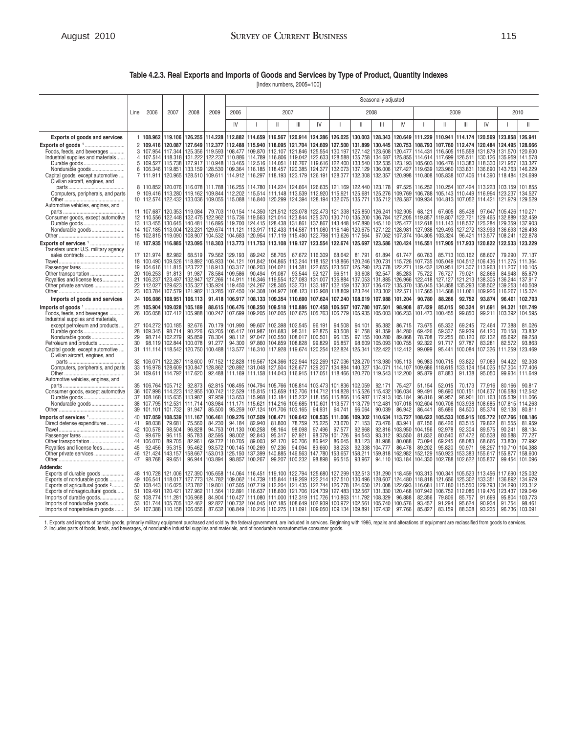**Table 4.2.3. Real Exports and Imports of Goods and Services by Type of Product, Quantity Indexes**

[Index numbers, 2005=100]

| | Line | 2006 | 2007 | 2008 | 2009 | 2006 IV | 2007 I | 2007 II | 2007 III | 2007 IV | 2008 I | 2008 II | 2008 III | 2008 IV | 2009 I | 2009 II | 2009 III | 2009 IV | 2010 I | 2010 II |
|---|---|---|---|---|---|---|---|---|---|---|---|---|---|---|---|---|---|---|---|---|
| | | | | | | Seasonally adjusted | | | | | | | | | | | | | | |
| **Exports of goods and services** | 1 | 108.962 | 119.106 | 126.255 | 114.228 | 112.882 | 114.659 | 116.567 | 120.914 | 124.286 | 126.025 | 130.003 | 128.343 | 120.649 | 111.229 | 110.941 | 114.174 | 120.569 | 123.858 | 126.941 |
| **Exports of goods** [1] | 2 | 109.416 | 120.087 | 127.649 | 112.377 | 112.488 | 115.940 | 118.095 | 121.704 | 124.609 | 127.500 | 131.899 | 130.445 | 120.753 | 108.793 | 107.760 | 112.474 | 120.484 | 124.495 | 128.666 |
| Foods, feeds, and beverages | 3 | 107.954 | 117.344 | 125.356 | 119.593 | 108.477 | 109.870 | 112.107 | 121.846 | 125.554 | 130.197 | 127.142 | 123.608 | 120.477 | 114.431 | 116.505 | 115.558 | 131.879 | 131.570 | 120.600 |
| Industrial supplies and materials | 4 | 107.514 | 118.318 | 131.222 | 122.237 | 110.886 | 114.789 | 116.806 | 119.042 | 122.633 | 128.588 | 135.758 | 134.687 | 125.855 | 114.614 | 117.699 | 126.511 | 130.126 | 135.959 | 141.578 |
| Durable goods | 5 | 109.527 | 115.738 | 127.917 | 110.948 | 113.465 | 112.516 | 114.051 | 116.767 | 119.616 | 122.400 | 133.540 | 132.535 | 123.193 | 105.603 | 106.476 | 113.383 | 118.330 | 121.957 | 133.327 |
| Nondurable goods | 6 | 106.346 | 119.851 | 133.159 | 128.530 | 109.364 | 116.185 | 118.457 | 120.385 | 124.377 | 132.073 | 137.129 | 136.006 | 127.427 | 119.639 | 123.960 | 133.831 | 136.690 | 143.763 | 146.229 |
| Capital goods, except automotive | 7 | 111.911 | 120.965 | 128.510 | 109.611 | 114.912 | 116.297 | 118.193 | 123.179 | 126.191 | 128.377 | 132.308 | 132.357 | 120.998 | 110.808 | 105.838 | 107.406 | 114.390 | 118.484 | 124.699 |
| Civilian aircraft, engines, and parts | 8 | 110.852 | 120.076 | 116.078 | 111.788 | 116.255 | 114.780 | 114.224 | 124.664 | 126.635 | 121.169 | 122.440 | 123.178 | 97.525 | 116.252 | 110.254 | 107.424 | 113.223 | 103.159 | 101.855 |
| Computers, peripherals, and parts | 9 | 109.416 | 113.280 | 119.162 | 109.844 | 112.202 | 115.514 | 111.148 | 113.539 | 112.920 | 115.921 | 125.681 | 125.276 | 109.769 | 106.788 | 105.143 | 110.449 | 116.994 | 123.237 | 134.527 |
| Other | 10 | 112.574 | 122.432 | 133.036 | 109.055 | 115.088 | 116.840 | 120.299 | 124.394 | 128.194 | 132.075 | 135.771 | 135.712 | 128.587 | 109.934 | 104.813 | 107.052 | 114.421 | 121.979 | 129.529 |
| Automotive vehicles, engines, and parts | 11 | 107.687 | 120.353 | 119.084 | 79.703 | 110.154 | 114.350 | 121.512 | 123.078 | 122.473 | 121.338 | 125.850 | 126.241 | 102.905 | 68.121 | 67.605 | 85.438 | 97.647 | 105.426 | 110.271 |
| Consumer goods, except automotive | 12 | 110.556 | 122.448 | 132.475 | 122.962 | 115.736 | 119.563 | 121.014 | 123.844 | 125.370 | 130.710 | 135.200 | 136.784 | 127.205 | 119.857 | 119.807 | 122.721 | 129.465 | 132.889 | 132.459 |
| Durable goods | 13 | 113.455 | 130.645 | 140.481 | 116.895 | 119.700 | 124.415 | 128.438 | 131.861 | 137.867 | 143.448 | 147.890 | 145.110 | 125.477 | 112.618 | 111.143 | 118.537 | 125.284 | 129.359 | 137.903 |
| Nondurable goods | 14 | 107.185 | 113.004 | 123.231 | 129.674 | 111.121 | 113.917 | 112.433 | 114.587 | 111.080 | 116.146 | 120.675 | 127.122 | 128.981 | 127.938 | 129.493 | 127.272 | 133.993 | 136.693 | 126.498 |
| Other | 15 | 102.815 | 119.090 | 108.907 | 104.532 | 104.683 | 120.954 | 117.119 | 115.490 | 122.798 | 113.626 | 117.564 | 97.062 | 107.374 | 104.805 | 103.324 | 96.421 | 113.577 | 108.241 | 122.878 |
| **Exports of services** [1] | 16 | 107.935 | 116.885 | 123.095 | 118.303 | 113.773 | 111.753 | 113.108 | 119.127 | 123.554 | 122.674 | 125.697 | 123.586 | 120.424 | 116.551 | 117.905 | 117.933 | 120.822 | 122.533 | 123.229 |
| Transfers under U.S. military agency sales contracts | 17 | 121.974 | 82.982 | 68.519 | 79.562 | 129.193 | 89.242 | 58.705 | 67.672 | 116.309 | 68.642 | 81.791 | 61.894 | 61.747 | 60.763 | 85.713 | 103.162 | 68.607 | 79.290 | 77.137 |
| Travel | 18 | 100.490 | 109.526 | 118.892 | 105.933 | 104.121 | 101.842 | 104.865 | 113.244 | 118.152 | 118.866 | 120.246 | 120.731 | 115.726 | 107.735 | 105.049 | 104.512 | 106.436 | 111.275 | 111.364 |
| Passenger fares | 19 | 104.616 | 111.815 | 123.727 | 118.913 | 103.317 | 106.203 | 104.021 | 114.381 | 122.655 | 123.567 | 125.290 | 123.778 | 122.271 | 119.432 | 120.951 | 121.307 | 113.963 | 111.207 | 110.105 |
| Other transportation | 20 | 106.253 | 91.813 | 91.987 | 78.584 | 109.586 | 90.494 | 91.087 | 93.544 | 92.127 | 96.511 | 93.608 | 92.547 | 85.283 | 75.722 | 76.727 | 79.021 | 82.866 | 84.948 | 85.879 |
| Royalties and license fees | 21 | 106.237 | 123.497 | 132.947 | 127.266 | 114.911 | 116.346 | 119.554 | 127.083 | 131.007 | 135.884 | 137.053 | 131.885 | 126.966 | 122.418 | 127.127 | 121.213 | 138.305 | 136.244 | 137.917 |
| Other private services | 22 | 112.027 | 129.623 | 135.327 | 135.924 | 119.450 | 124.267 | 128.305 | 132.731 | 133.187 | 132.159 | 137.307 | 136.472 | 135.370 | 135.045 | 134.858 | 135.293 | 138.502 | 139.253 | 140.509 |
| Other | 23 | 103.784 | 107.579 | 121.982 | 113.285 | 107.450 | 104.308 | 104.977 | 108.123 | 112.908 | 118.809 | 123.244 | 123.302 | 122.571 | 117.565 | 114.588 | 111.061 | 109.926 | 116.267 | 115.374 |
| **Imports of goods and services** | 24 | 106.086 | 108.951 | 106.113 | 91.418 | 106.917 | 108.133 | 109.354 | 110.690 | 107.624 | 107.240 | 108.019 | 107.988 | 101.204 | 90.780 | 88.266 | 92.752 | 93.874 | 96.401 | 102.703 |
| **Imports of goods** [1] | 25 | 105.904 | 109.028 | 105.189 | 88.615 | 106.476 | 108.250 | 109.518 | 110.886 | 107.458 | 106.567 | 107.780 | 107.501 | 98.908 | 87.429 | 85.015 | 90.324 | 91.691 | 94.321 | 101.749 |
| Foods, feeds, and beverages | 26 | 106.058 | 107.412 | 105.988 | 100.247 | 107.699 | 109.205 | 107.005 | 107.675 | 105.763 | 106.779 | 105.935 | 105.003 | 106.233 | 101.473 | 100.455 | 99.850 | 99.211 | 103.392 | 104.595 |
| Industrial supplies and materials, except petroleum and products | 27 | 104.272 | 100.185 | 92.676 | 70.179 | 101.990 | 99.607 | 102.398 | 102.545 | 96.191 | 94.508 | 94.101 | 95.382 | 86.715 | 73.675 | 65.332 | 69.245 | 72.464 | 77.388 | 81.026 |
| Durable goods | 28 | 109.345 | 98.714 | 90.226 | 63.205 | 105.417 | 101.987 | 101.683 | 98.311 | 92.875 | 93.508 | 91.758 | 91.359 | 84.280 | 69.426 | 59.337 | 59.939 | 64.120 | 70.158 | 73.832 |
| Nondurable goods | 29 | 98.714 | 102.279 | 95.859 | 78.304 | 98.112 | 97.047 | 103.550 | 108.017 | 100.501 | 96.135 | 97.155 | 100.280 | 89.868 | 78.708 | 72.255 | 80.120 | 82.132 | 85.692 | 89.258 |
| Petroleum and products | 30 | 98.119 | 102.844 | 100.078 | 91.277 | 94.300 | 97.860 | 104.859 | 108.828 | 99.829 | 95.857 | 98.609 | 105.093 | 100.755 | 92.322 | 91.717 | 97.787 | 83.281 | 82.572 | 93.863 |
| Capital goods, except automotive | 31 | 111.114 | 118.542 | 120.750 | 100.488 | 113.577 | 116.310 | 117.928 | 119.674 | 120.254 | 122.824 | 125.341 | 122.422 | 112.412 | 99.099 | 95.441 | 100.084 | 107.326 | 111.259 | 123.469 |
| Civilian aircraft, engines, and parts | 32 | 106.071 | 122.287 | 118.600 | 97.152 | 112.828 | 119.567 | 124.366 | 122.944 | 122.269 | 127.036 | 128.270 | 113.980 | 105.113 | 96.983 | 100.715 | 93.822 | 97.089 | 94.422 | 92.308 |
| Computers, peripherals, and parts | 33 | 116.978 | 128.609 | 130.847 | 128.862 | 120.892 | 131.048 | 127.504 | 126.677 | 129.207 | 134.884 | 140.327 | 134.071 | 114.107 | 109.686 | 118.615 | 133.124 | 154.025 | 157.304 | 177.406 |
| Other | 34 | 109.611 | 114.792 | 117.620 | 92.488 | 111.169 | 111.158 | 114.043 | 116.915 | 117.051 | 118.466 | 120.270 | 119.543 | 112.200 | 95.879 | 87.883 | 91.138 | 95.050 | 99.934 | 111.649 |
| Automotive vehicles, engines, and parts | 35 | 106.764 | 105.712 | 92.873 | 62.815 | 108.495 | 104.794 | 105.766 | 108.814 | 103.473 | 101.836 | 102.059 | 92.171 | 75.427 | 51.154 | 52.015 | 70.173 | 77.916 | 80.166 | 90.817 |
| Consumer goods, except automotive | 36 | 107.998 | 114.223 | 112.955 | 100.742 | 112.529 | 115.815 | 113.659 | 112.706 | 114.712 | 114.828 | 115.526 | 115.432 | 106.034 | 99.491 | 98.690 | 100.151 | 104.637 | 106.588 | 112.542 |
| Durable goods | 37 | 108.168 | 115.635 | 113.987 | 97.959 | 113.653 | 115.968 | 113.184 | 115.232 | 118.156 | 115.866 | 116.987 | 117.913 | 105.184 | 96.816 | 96.957 | 96.901 | 101.163 | 105.539 | 111.066 |
| Nondurable goods | 38 | 107.795 | 112.531 | 111.714 | 103.984 | 111.171 | 115.621 | 114.216 | 109.685 | 110.601 | 113.577 | 113.779 | 112.481 | 107.018 | 102.604 | 100.708 | 103.938 | 108.685 | 107.815 | 114.263 |
| Other | 39 | 101.101 | 101.732 | 91.947 | 85.500 | 95.259 | 107.124 | 101.706 | 103.165 | 94.931 | 94.741 | 96.064 | 90.039 | 86.942 | 86.441 | 85.686 | 84.500 | 85.374 | 92.138 | 80.811 |
| **Imports of services** [1] | 40 | 107.059 | 108.539 | 111.167 | 106.461 | 109.276 | 107.509 | 108.471 | 109.642 | 108.535 | 111.006 | 109.302 | 110.634 | 113.727 | 108.622 | 105.533 | 105.915 | 105.772 | 107.766 | 108.186 |
| Direct defense expenditures | 41 | 98.038 | 79.681 | 75.560 | 84.230 | 94.184 | 82.940 | 81.800 | 78.759 | 75.225 | 73.670 | 71.153 | 73.476 | 83.941 | 87.156 | 86.426 | 83.515 | 79.822 | 81.555 | 81.959 |
| Travel | 42 | 100.578 | 98.504 | 96.828 | 94.753 | 101.130 | 100.258 | 98.164 | 98.098 | 97.496 | 97.577 | 92.968 | 92.816 | 103.950 | 104.156 | 92.978 | 92.304 | 89.575 | 90.241 | 88.134 |
| Passenger fares | 43 | 99.679 | 96.115 | 95.783 | 82.595 | 98.002 | 92.843 | 95.317 | 97.921 | 98.379 | 101.726 | 94.543 | 93.312 | 93.550 | 81.832 | 80.540 | 87.472 | 80.538 | 80.588 | 77.727 |
| Other transportation | 44 | 106.070 | 89.705 | 82.961 | 69.772 | 110.705 | 89.003 | 92.170 | 90.706 | 86.942 | 86.645 | 83.123 | 81.988 | 80.088 | 73.094 | 69.245 | 68.083 | 68.666 | 73.800 | 77.992 |
| Royalties and license fees | 45 | 92.456 | 95.315 | 95.462 | 93.572 | 100.145 | 100.269 | 97.236 | 94.094 | 89.660 | 98.253 | 92.338 | 104.777 | 86.478 | 89.202 | 95.820 | 90.971 | 98.297 | 110.710 | 104.388 |
| Other private services | 46 | 121.424 | 143.157 | 158.667 | 153.013 | 125.150 | 137.399 | 140.885 | 146.563 | 147.780 | 153.657 | 158.211 | 159.818 | 162.982 | 152.129 | 150.923 | 153.383 | 155.617 | 155.877 | 158.600 |
| Other | 47 | 98.768 | 99.651 | 96.944 | 103.894 | 98.857 | 100.267 | 99.207 | 100.232 | 98.898 | 96.515 | 93.967 | 94.110 | 103.184 | 104.330 | 102.788 | 102.622 | 105.837 | 99.454 | 101.096 |
| **Addenda:** | | | | | | | | | | | | | | | | | | | | |
| Exports of durable goods | 48 | 110.728 | 121.006 | 127.390 | 105.658 | 114.064 | 116.451 | 119.100 | 122.794 | 125.680 | 127.299 | 132.513 | 131.290 | 118.459 | 103.313 | 100.341 | 105.523 | 113.456 | 117.690 | 125.032 |
| Exports of nondurable goods | 49 | 106.541 | 118.017 | 127.773 | 124.782 | 109.062 | 114.739 | 115.844 | 119.269 | 122.214 | 127.510 | 130.496 | 128.607 | 124.480 | 118.818 | 121.656 | 125.302 | 133.351 | 136.892 | 134.979 |
| Exports of agricultural goods [2] | 50 | 108.443 | 116.025 | 123.782 | 119.801 | 107.505 | 107.719 | 112.204 | 121.435 | 122.744 | 126.778 | 124.650 | 121.008 | 122.693 | 116.681 | 117.180 | 115.550 | 129.793 | 134.290 | 123.312 |
| Exports of nonagricultural goods | 51 | 109.491 | 120.421 | 127.962 | 111.564 | 112.891 | 116.637 | 118.600 | 121.706 | 124.739 | 127.483 | 132.567 | 131.330 | 120.468 | 107.942 | 106.752 | 112.086 | 119.476 | 123.437 | 129.049 |
| Imports of durable goods | 52 | 108.774 | 111.280 | 106.968 | 84.904 | 110.427 | 111.000 | 112.319 | 110.726 | 110.863 | 111.792 | 108.329 | 96.888 | 82.356 | 79.806 | 85.757 | 91.699 | 95.804 | 103.773 | |
| Imports of nondurable goods | 53 | 101.744 | 105.705 | 102.462 | 92.827 | 100.732 | 104.045 | 107.185 | 108.649 | 102.939 | 100.972 | 102.561 | 105.740 | 100.576 | 93.457 | 91.294 | 95.624 | 90.934 | 91.754 | 98.461 |
| Imports of nonpetroleum goods | 54 | 107.388 | 110.158 | 106.056 | 87.632 | 108.849 | 110.216 | 110.275 | 111.091 | 109.050 | 109.134 | 109.891 | 107.432 | 97.766 | 85.827 | 83.159 | 88.308 | 93.235 | 96.736 | 103.091 |

1. Exports and imports of certain goods, primarily military equipment purchased and sold by the federal government, are included in services. Beginning with 1986, repairs and alterations of equipment are reclassified from goods to services.
2. Includes parts of foods, feeds, and beverages, of nondurable industrial supplies and materials, and of nondurable nonautomotive consumer goods.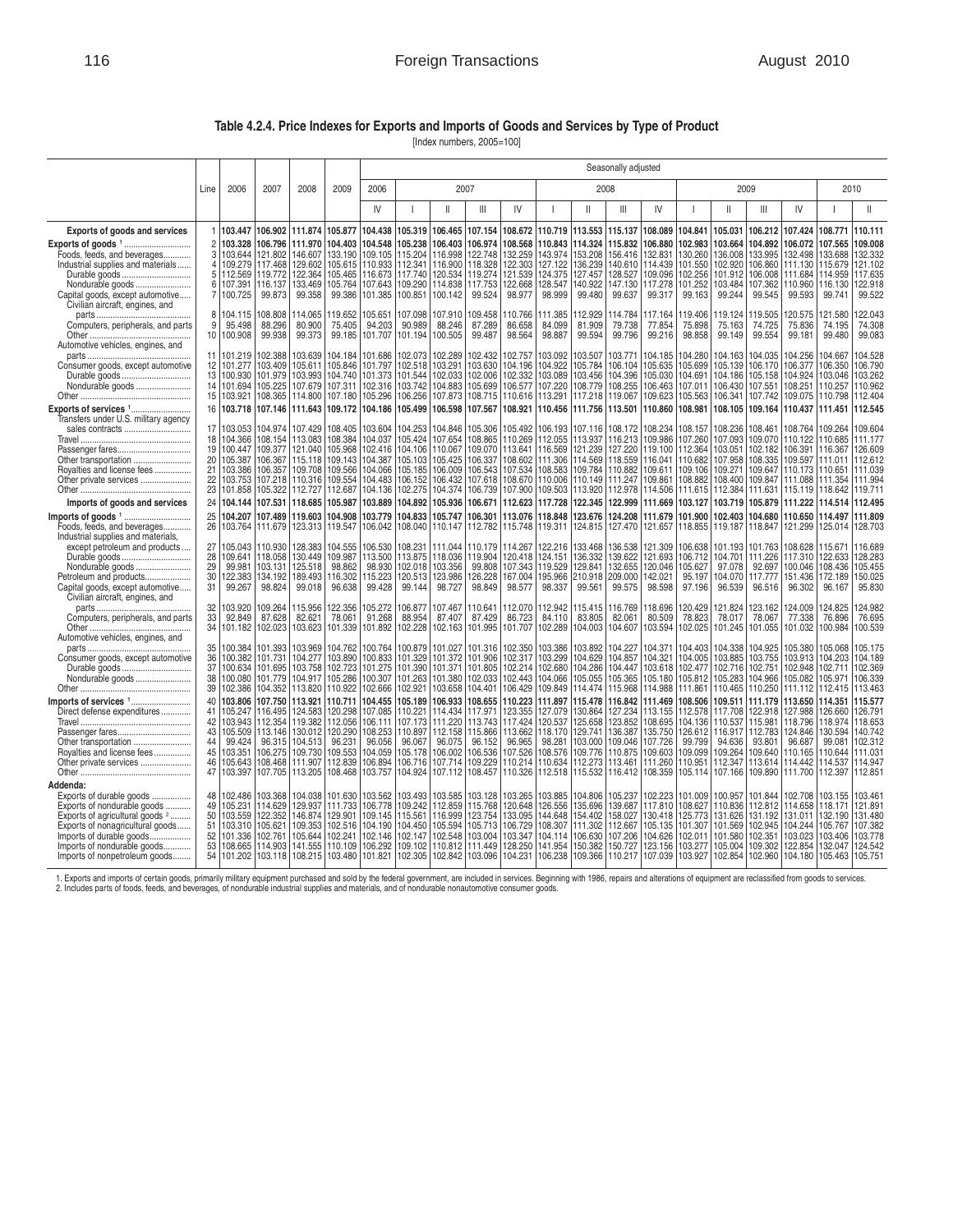### Table 4.2.4. Price Indexes for Exports and Imports of Goods and Services by Type of Product

[Index numbers, 2005=100]

| | Line | 2006 | 2007 | 2008 | 2009 | Seasonally adjusted | | | | | | | | | | | | | | |
|---|---|---|---|---|---|---|---|---|---|---|---|---|---|---|---|---|---|---|---|---|
| | | | | | | 2006 | 2007 | | | | 2008 | | | | 2009 | | | | 2010 | |
| | | | | | | IV | I | II | III | IV | I | II | III | IV | I | II | III | IV | I | II |
| **Exports of goods and services** | 1 | 103.447 | 106.902 | 111.874 | 105.877 | 104.438 | 105.319 | 106.465 | 107.154 | 108.672 | 110.719 | 113.553 | 115.137 | 108.089 | 104.841 | 105.031 | 106.212 | 107.424 | 108.771 | 110.111 |
| **Exports of goods** [1] | 2 | 103.328 | 106.796 | 111.970 | 104.403 | 104.548 | 105.238 | 106.403 | 106.974 | 108.568 | 110.843 | 114.324 | 115.832 | 106.880 | 102.983 | 103.664 | 104.892 | 106.072 | 107.565 | 109.008 |
| Foods, feeds, and beverages | 3 | 103.644 | 121.802 | 146.607 | 133.190 | 109.105 | 115.204 | 116.998 | 122.748 | 132.259 | 143.974 | 153.208 | 156.416 | 132.831 | 130.260 | 136.008 | 133.995 | 132.498 | 133.688 | 132.332 |
| Industrial supplies and materials | 4 | 109.279 | 117.468 | 129.602 | 105.615 | 110.933 | 112.341 | 116.900 | 118.328 | 122.303 | 127.122 | 136.239 | 140.610 | 114.439 | 101.550 | 102.920 | 106.860 | 111.130 | 115.679 | 121.102 |
| Durable goods | 5 | 112.569 | 119.772 | 122.364 | 105.465 | 116.673 | 117.740 | 120.534 | 119.274 | 121.539 | 124.375 | 127.457 | 128.527 | 109.096 | 102.256 | 101.912 | 106.008 | 111.684 | 114.959 | 117.635 |
| Nondurable goods | 6 | 107.391 | 116.137 | 133.469 | 105.764 | 107.643 | 109.290 | 114.838 | 117.753 | 122.668 | 128.547 | 140.922 | 147.130 | 117.278 | 101.252 | 103.484 | 107.362 | 110.960 | 116.130 | 122.918 |
| Capital goods, except automotive | 7 | 100.725 | 99.873 | 99.358 | 99.386 | 101.385 | 100.851 | 100.142 | 99.524 | 98.977 | 98.999 | 99.480 | 99.637 | 99.317 | 99.163 | 99.244 | 99.545 | 99.593 | 99.741 | 99.522 |
| Civilian aircraft, engines, and parts | 8 | 104.115 | 108.808 | 114.065 | 119.652 | 105.651 | 107.098 | 107.910 | 109.458 | 110.766 | 111.385 | 112.929 | 114.784 | 117.164 | 119.406 | 119.124 | 119.505 | 120.575 | 121.580 | 122.043 |
| Computers, peripherals, and parts | 9 | 95.498 | 88.296 | 80.900 | 75.405 | 94.203 | 90.989 | 88.246 | 87.289 | 86.658 | 84.099 | 81.909 | 79.738 | 77.854 | 75.898 | 75.163 | 74.725 | 75.836 | 74.195 | 74.308 |
| Other | 10 | 100.908 | 99.938 | 99.373 | 99.185 | 101.707 | 101.194 | 100.505 | 99.487 | 98.564 | 98.887 | 99.594 | 99.796 | 99.216 | 98.858 | 99.149 | 99.554 | 99.181 | 99.480 | 99.083 |
| Automotive vehicles, engines, and parts | 11 | 101.219 | 102.388 | 103.639 | 104.184 | 101.686 | 102.073 | 102.289 | 102.432 | 102.757 | 103.092 | 103.507 | 103.771 | 104.185 | 104.280 | 104.163 | 104.035 | 104.256 | 104.667 | 104.528 |
| Consumer goods, except automotive | 12 | 101.277 | 103.409 | 105.611 | 105.846 | 101.797 | 102.518 | 103.291 | 103.630 | 104.196 | 104.922 | 105.784 | 106.104 | 105.635 | 105.699 | 105.139 | 106.170 | 106.377 | 106.350 | 106.790 |
| Durable goods | 13 | 100.930 | 101.979 | 103.993 | 104.740 | 101.373 | 101.544 | 102.033 | 102.006 | 102.332 | 103.089 | 103.456 | 104.396 | 105.030 | 104.691 | 104.186 | 105.158 | 104.924 | 103.046 | 103.262 |
| Nondurable goods | 14 | 101.694 | 105.225 | 107.679 | 107.311 | 102.316 | 103.742 | 104.883 | 105.699 | 106.577 | 107.220 | 108.779 | 108.255 | 106.463 | 107.011 | 106.430 | 107.551 | 108.251 | 110.257 | 110.962 |
| Other | 15 | 103.921 | 108.365 | 114.800 | 107.180 | 105.296 | 106.256 | 107.873 | 108.715 | 110.616 | 113.291 | 117.218 | 119.067 | 109.623 | 105.563 | 106.341 | 107.742 | 109.075 | 110.798 | 112.404 |
| **Exports of services** [1] | 16 | 103.718 | 107.146 | 111.643 | 109.172 | 104.186 | 105.499 | 106.598 | 107.567 | 108.921 | 110.456 | 111.756 | 113.501 | 110.860 | 108.981 | 108.105 | 109.164 | 110.437 | 111.451 | 112.545 |
| Transfers under U.S. military agency sales contracts | 17 | 103.053 | 104.974 | 107.429 | 108.405 | 103.604 | 104.253 | 104.846 | 105.306 | 105.492 | 106.193 | 107.116 | 108.172 | 108.234 | 108.157 | 108.236 | 108.461 | 108.764 | 109.264 | 109.604 |
| Travel | 18 | 104.366 | 108.154 | 113.083 | 108.384 | 104.037 | 105.424 | 107.654 | 108.865 | 110.269 | 112.055 | 113.937 | 116.213 | 109.986 | 107.260 | 107.093 | 109.070 | 110.122 | 110.685 | 111.177 |
| Passenger fares | 19 | 100.447 | 109.377 | 121.040 | 105.968 | 102.416 | 104.106 | 110.067 | 109.070 | 113.641 | 116.569 | 121.239 | 127.220 | 119.100 | 112.364 | 103.051 | 102.182 | 106.391 | 116.367 | 126.609 |
| Other transportation | 20 | 105.387 | 106.367 | 115.118 | 109.143 | 104.387 | 105.103 | 105.425 | 106.337 | 108.602 | 111.306 | 114.569 | 118.559 | 116.041 | 110.682 | 107.958 | 108.335 | 109.597 | 111.011 | 112.612 |
| Royalties and license fees | 21 | 103.386 | 106.357 | 109.708 | 109.566 | 104.066 | 105.185 | 106.009 | 106.543 | 107.534 | 108.583 | 109.784 | 110.882 | 109.611 | 109.106 | 109.271 | 109.647 | 110.173 | 110.651 | 111.039 |
| Other private services | 22 | 103.753 | 107.218 | 110.316 | 109.554 | 104.483 | 106.152 | 106.432 | 107.618 | 108.670 | 110.006 | 110.149 | 111.247 | 109.861 | 108.882 | 108.400 | 109.847 | 111.088 | 111.354 | 111.994 |
| Other | 23 | 101.858 | 105.322 | 112.727 | 112.687 | 104.136 | 102.275 | 104.374 | 106.739 | 107.900 | 109.503 | 113.920 | 112.978 | 114.506 | 111.615 | 112.384 | 111.631 | 115.119 | 118.642 | 119.711 |
| **Imports of goods and services** | 24 | 104.144 | 107.531 | 118.685 | 105.987 | 103.889 | 104.892 | 105.936 | 106.671 | 112.623 | 117.728 | 122.345 | 122.999 | 111.669 | 103.127 | 103.719 | 105.879 | 111.222 | 114.514 | 112.495 |
| **Imports of goods** [1] | 25 | 104.207 | 107.489 | 119.603 | 104.908 | 103.779 | 104.833 | 105.747 | 106.301 | 113.076 | 118.848 | 123.676 | 124.208 | 111.679 | 101.900 | 102.403 | 104.680 | 110.650 | 114.497 | 111.809 |
| Foods, feeds, and beverages | 26 | 103.764 | 111.679 | 123.313 | 119.547 | 106.042 | 108.040 | 110.147 | 112.782 | 115.748 | 119.311 | 124.815 | 127.470 | 121.657 | 118.855 | 119.187 | 118.847 | 121.299 | 125.014 | 128.703 |
| Industrial supplies and materials, except petroleum and products | 27 | 105.043 | 110.930 | 128.383 | 104.555 | 106.530 | 108.231 | 111.044 | 110.179 | 114.267 | 122.216 | 133.468 | 136.538 | 121.309 | 106.638 | 101.193 | 101.763 | 108.628 | 115.671 | 116.689 |
| Durable goods | 28 | 109.641 | 118.058 | 130.449 | 109.987 | 113.500 | 113.875 | 118.036 | 119.904 | 120.418 | 124.151 | 136.332 | 139.622 | 121.693 | 106.712 | 104.701 | 111.226 | 117.310 | 122.633 | 128.283 |
| Nondurable goods | 29 | 99.981 | 103.131 | 125.518 | 98.862 | 98.930 | 102.018 | 103.356 | 99.808 | 107.343 | 119.529 | 129.841 | 132.655 | 120.046 | 105.627 | 97.078 | 92.697 | 100.046 | 108.436 | 105.455 |
| Petroleum and products | 30 | 122.383 | 134.192 | 189.493 | 116.302 | 115.223 | 120.513 | 123.986 | 126.228 | 167.004 | 195.966 | 210.918 | 209.000 | 142.021 | 95.197 | 104.070 | 117.777 | 151.436 | 172.189 | 150.025 |
| Capital goods, except automotive | 31 | 99.267 | 98.824 | 99.018 | 96.638 | 99.428 | 99.144 | 98.727 | 98.849 | 98.577 | 98.337 | 99.561 | 99.575 | 98.598 | 97.196 | 96.539 | 96.516 | 96.302 | 96.167 | 95.830 |
| Civilian aircraft, engines, and parts | 32 | 103.920 | 109.264 | 115.956 | 122.356 | 105.272 | 106.877 | 107.467 | 110.641 | 112.070 | 112.942 | 115.415 | 116.769 | 118.696 | 120.429 | 121.824 | 123.162 | 124.009 | 124.825 | 124.982 |
| Computers, peripherals, and parts | 33 | 92.849 | 87.628 | 82.621 | 78.061 | 91.268 | 88.954 | 87.407 | 87.429 | 86.723 | 84.110 | 83.805 | 82.061 | 80.509 | 78.823 | 78.017 | 78.067 | 77.338 | 76.896 | 76.695 |
| Other | 34 | 101.182 | 102.023 | 103.623 | 101.339 | 101.892 | 102.228 | 102.163 | 101.995 | 101.707 | 102.289 | 104.003 | 104.607 | 103.594 | 102.025 | 101.245 | 101.055 | 101.032 | 100.984 | 100.539 |
| Automotive vehicles, engines, and parts | 35 | 100.384 | 101.393 | 103.969 | 104.762 | 100.764 | 100.879 | 101.027 | 101.316 | 102.350 | 103.386 | 103.892 | 104.227 | 104.371 | 104.403 | 104.338 | 104.925 | 105.380 | 105.068 | 105.175 |
| Consumer goods, except automotive | 36 | 100.382 | 101.731 | 104.277 | 103.890 | 100.833 | 101.329 | 101.372 | 101.906 | 102.317 | 103.299 | 104.629 | 104.857 | 104.321 | 104.005 | 103.885 | 103.755 | 103.913 | 104.203 | 104.189 |
| Durable goods | 37 | 100.634 | 101.695 | 103.758 | 102.723 | 101.275 | 101.390 | 101.371 | 101.805 | 102.214 | 102.680 | 104.286 | 104.447 | 103.618 | 102.477 | 102.716 | 102.751 | 102.948 | 102.711 | 102.369 |
| Nondurable goods | 38 | 100.080 | 101.779 | 104.917 | 105.286 | 100.307 | 101.263 | 101.380 | 102.033 | 102.443 | 104.066 | 105.055 | 105.365 | 105.180 | 105.812 | 105.283 | 104.966 | 105.082 | 105.971 | 106.339 |
| Other | 39 | 102.386 | 104.352 | 113.820 | 110.922 | 102.666 | 102.921 | 103.658 | 104.401 | 106.429 | 109.849 | 114.474 | 115.968 | 114.988 | 111.861 | 110.465 | 110.250 | 111.112 | 112.415 | 113.463 |
| **Imports of services** [1] | 40 | 103.806 | 107.750 | 113.921 | 110.711 | 104.455 | 105.189 | 106.933 | 108.655 | 110.223 | 111.897 | 115.478 | 116.842 | 111.469 | 108.506 | 109.511 | 111.179 | 113.650 | 114.351 | 115.577 |
| Direct defense expenditures | 41 | 105.247 | 116.495 | 124.583 | 120.298 | 107.085 | 110.221 | 114.434 | 117.971 | 123.355 | 127.079 | 130.864 | 127.234 | 113.155 | 112.578 | 117.708 | 122.918 | 127.988 | 126.660 | 126.791 |
| Travel | 42 | 103.943 | 112.354 | 119.382 | 112.056 | 106.111 | 107.173 | 111.220 | 113.743 | 117.424 | 120.537 | 125.658 | 123.852 | 108.695 | 104.136 | 110.537 | 115.981 | 118.796 | 118.974 | 118.653 |
| Passenger fares | 43 | 105.509 | 113.146 | 130.012 | 120.290 | 108.253 | 110.897 | 112.158 | 115.866 | 113.662 | 118.170 | 129.741 | 136.387 | 135.750 | 126.612 | 116.917 | 112.783 | 124.846 | 130.594 | 140.742 |
| Other transportation | 44 | 99.424 | 96.315 | 104.513 | 96.231 | 96.056 | 96.067 | 96.075 | 96.152 | 96.965 | 98.281 | 103.000 | 109.046 | 107.726 | 99.799 | 94.636 | 93.801 | 96.687 | 99.081 | 102.312 |
| Royalties and license fees | 45 | 103.351 | 106.275 | 109.730 | 109.553 | 104.059 | 105.178 | 106.002 | 106.536 | 107.526 | 108.576 | 109.776 | 110.875 | 109.603 | 109.099 | 109.264 | 109.640 | 110.165 | 110.644 | 111.031 |
| Other private services | 46 | 105.643 | 108.468 | 111.907 | 112.839 | 106.894 | 106.716 | 107.714 | 109.229 | 110.214 | 110.634 | 112.273 | 113.461 | 111.260 | 110.951 | 112.347 | 113.614 | 114.442 | 114.537 | 114.947 |
| Other | 47 | 103.397 | 107.705 | 113.205 | 108.468 | 103.757 | 104.924 | 107.112 | 108.457 | 110.326 | 112.518 | 115.532 | 116.412 | 108.359 | 105.114 | 107.166 | 109.890 | 111.700 | 112.397 | 112.851 |
| **Addenda:** | | | | | | | | | | | | | | | | | | | | |
| Exports of durable goods | 48 | 102.486 | 103.368 | 104.038 | 101.630 | 103.562 | 103.493 | 103.585 | 103.128 | 103.265 | 103.885 | 104.806 | 105.237 | 102.223 | 101.009 | 100.957 | 101.844 | 102.708 | 103.155 | 103.461 |
| Exports of nondurable goods | 49 | 105.231 | 114.629 | 129.937 | 111.733 | 106.778 | 109.242 | 112.859 | 115.768 | 120.648 | 126.556 | 135.696 | 139.687 | 117.810 | 108.627 | 110.836 | 112.812 | 114.658 | 118.171 | 121.891 |
| Exports of agricultural goods [2] | 50 | 103.559 | 122.352 | 146.874 | 129.901 | 109.145 | 115.561 | 116.999 | 123.754 | 133.095 | 144.648 | 154.402 | 158.027 | 130.418 | 125.773 | 131.626 | 131.192 | 131.011 | 132.190 | 131.480 |
| Exports of nonagricultural goods | 51 | 103.310 | 105.621 | 109.353 | 102.516 | 104.190 | 104.450 | 105.594 | 105.713 | 106.729 | 108.307 | 111.302 | 112.667 | 105.135 | 101.307 | 101.569 | 102.945 | 104.244 | 105.767 | 107.382 |
| Imports of durable goods | 52 | 101.336 | 102.761 | 105.644 | 102.241 | 102.146 | 102.147 | 102.548 | 103.004 | 103.347 | 104.114 | 106.630 | 107.206 | 104.626 | 102.011 | 101.580 | 102.351 | 103.023 | 103.406 | 103.778 |
| Imports of nondurable goods | 53 | 108.665 | 114.903 | 141.555 | 110.109 | 106.292 | 109.102 | 110.812 | 111.449 | 128.250 | 141.954 | 150.382 | 150.727 | 123.156 | 103.277 | 105.004 | 109.302 | 122.854 | 132.047 | 124.542 |
| Imports of nonpetroleum goods | 54 | 101.202 | 103.118 | 108.215 | 103.480 | 101.821 | 102.305 | 102.842 | 103.096 | 104.231 | 106.238 | 109.366 | 110.217 | 107.039 | 103.927 | 102.854 | 102.960 | 104.180 | 105.463 | 105.751 |

1. Exports and imports of certain goods, primarily military equipment purchased and sold by the federal government, are included in services. Beginning with 1986, repairs and alterations of equipment are reclassified from goods to services.
2. Includes parts of foods, feeds, and beverages, of nondurable industrial supplies and materials, and of nondurable nonautomotive consumer goods.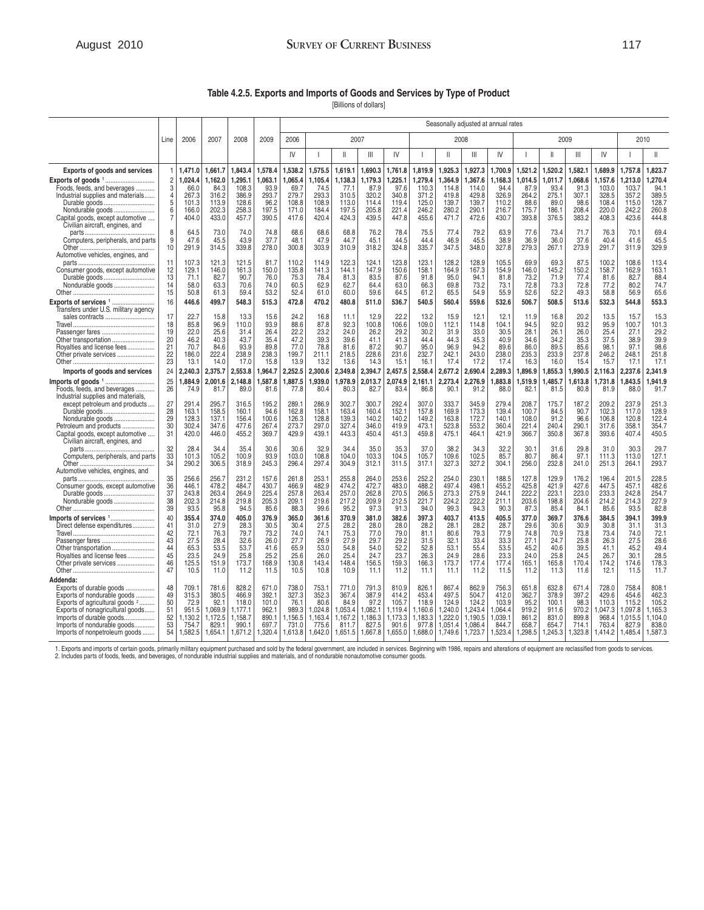## Table 4.2.5. Exports and Imports of Goods and Services by Type of Product

[Billions of dollars]

| | Line | 2006 | 2007 | 2008 | 2009 | Seasonally adjusted at annual rates | | | | | | | | | | | | | | |
|---|---|---|---|---|---|---|---|---|---|---|---|---|---|---|---|---|---|---|---|---|
| | | | | | | 2006 | 2007 | | | | 2008 | | | | 2009 | | | | 2010 | |
| | | | | | | IV | I | II | III | IV | I | II | III | IV | I | II | III | IV | I | II |
| **Exports of goods and services** | 1 | **1,471.0** | **1,661.7** | **1,843.4** | **1,578.4** | **1,538.2** | **1,575.5** | **1,619.1** | **1,690.3** | **1,761.8** | **1,819.9** | **1,925.3** | **1,927.3** | **1,700.9** | **1,521.2** | **1,520.2** | **1,582.1** | **1,689.9** | **1,757.8** | **1,823.7** |
| **Exports of goods** [1] | 2 | **1,024.4** | **1,162.0** | **1,295.1** | **1,063.1** | **1,065.4** | **1,105.4** | **1,138.3** | **1,179.3** | **1,225.1** | **1,279.4** | **1,364.9** | **1,367.6** | **1,168.3** | **1,014.5** | **1,011.7** | **1,068.6** | **1,157.6** | **1,213.0** | **1,270.4** |
| Foods, feeds, and beverages | 3 | 66.0 | 84.3 | 108.3 | 93.9 | 69.7 | 74.5 | 77.1 | 87.9 | 97.6 | 110.3 | 114.8 | 114.0 | 94.4 | 87.9 | 93.4 | 91.3 | 103.0 | 103.7 | 94.1 |
| Industrial supplies and materials | 4 | 267.3 | 316.2 | 386.9 | 293.7 | 279.7 | 293.3 | 310.5 | 320.2 | 340.8 | 371.2 | 419.8 | 429.8 | 326.9 | 264.2 | 275.1 | 307.1 | 328.5 | 357.2 | 389.5 |
| Durable goods | 5 | 101.3 | 113.9 | 128.6 | 96.2 | 108.8 | 108.9 | 113.0 | 114.4 | 119.4 | 125.0 | 139.7 | 139.7 | 110.2 | 88.6 | 89.0 | 98.6 | 108.4 | 115.0 | 128.7 |
| Nondurable goods | 6 | 166.0 | 202.3 | 258.3 | 197.5 | 171.0 | 184.4 | 197.5 | 205.8 | 221.4 | 246.2 | 280.2 | 290.1 | 216.7 | 175.7 | 186.1 | 208.4 | 220.0 | 242.2 | 260.8 |
| Capital goods, except automotive | 7 | 404.0 | 433.0 | 457.7 | 390.5 | 417.6 | 420.4 | 424.3 | 439.5 | 447.8 | 455.6 | 471.7 | 472.6 | 430.7 | 393.8 | 376.5 | 383.2 | 408.3 | 423.6 | 444.8 |
| Civilian aircraft, engines, and parts | 8 | 64.5 | 73.0 | 74.0 | 74.8 | 68.6 | 68.6 | 68.8 | 76.2 | 78.4 | 75.5 | 77.4 | 79.2 | 63.9 | 77.6 | 73.4 | 71.7 | 76.3 | 70.1 | 69.4 |
| Computers, peripherals, and parts | 9 | 47.6 | 45.5 | 43.9 | 37.7 | 48.1 | 47.9 | 44.7 | 45.1 | 44.5 | 44.4 | 46.9 | 45.5 | 38.9 | 36.9 | 36.0 | 37.6 | 40.4 | 41.6 | 45.5 |
| Other | 10 | 291.9 | 314.5 | 339.8 | 278.0 | 300.8 | 303.9 | 310.9 | 318.2 | 324.8 | 335.7 | 347.5 | 348.0 | 327.8 | 279.3 | 267.1 | 273.9 | 291.7 | 311.9 | 329.9 |
| Automotive vehicles, engines, and parts | 11 | 107.3 | 121.3 | 121.5 | 81.7 | 110.2 | 114.9 | 122.3 | 124.1 | 123.8 | 123.1 | 128.2 | 128.9 | 105.5 | 69.9 | 69.3 | 87.5 | 100.2 | 108.6 | 113.4 |
| Consumer goods, except automotive | 12 | 129.1 | 146.0 | 161.3 | 150.0 | 135.8 | 141.3 | 144.1 | 147.9 | 150.6 | 158.1 | 164.9 | 167.3 | 154.9 | 146.0 | 145.2 | 150.2 | 158.7 | 162.9 | 163.1 |
| Durable goods | 13 | 71.1 | 82.7 | 90.7 | 76.0 | 75.3 | 78.4 | 81.3 | 83.5 | 87.6 | 91.8 | 95.0 | 94.1 | 81.8 | 73.2 | 71.9 | 77.4 | 81.6 | 82.7 | 88.4 |
| Nondurable goods | 14 | 58.0 | 63.3 | 70.6 | 74.0 | 60.5 | 62.9 | 62.7 | 64.4 | 63.0 | 66.3 | 69.8 | 73.2 | 73.1 | 72.8 | 73.3 | 72.8 | 77.2 | 80.2 | 74.7 |
| Other | 15 | 50.8 | 61.3 | 59.4 | 53.2 | 52.4 | 61.0 | 60.0 | 59.6 | 64.5 | 61.2 | 65.5 | 54.9 | 55.9 | 52.6 | 52.2 | 49.3 | 58.8 | 56.9 | 65.6 |
| **Exports of services** [1] | 16 | **446.6** | **499.7** | **548.3** | **515.3** | **472.8** | **470.2** | **480.8** | **511.0** | **536.7** | **540.5** | **560.4** | **559.6** | **532.6** | **506.7** | **508.5** | **513.6** | **532.3** | **544.8** | **553.3** |
| Transfers under U.S. military agency sales contracts | 17 | 22.7 | 15.8 | 13.3 | 15.6 | 24.2 | 16.8 | 11.1 | 12.9 | 22.2 | 13.2 | 15.9 | 12.1 | 12.1 | 11.9 | 16.8 | 20.2 | 13.5 | 15.7 | 15.3 |
| Travel | 18 | 85.8 | 96.9 | 110.0 | 93.9 | 88.6 | 87.8 | 92.3 | 100.8 | 106.6 | 109.0 | 112.1 | 114.8 | 104.1 | 94.5 | 92.0 | 93.2 | 95.9 | 100.7 | 101.3 |
| Passenger fares | 19 | 22.0 | 25.6 | 31.4 | 26.4 | 22.2 | 23.2 | 24.0 | 26.2 | 29.2 | 30.2 | 31.9 | 33.0 | 30.5 | 28.1 | 26.1 | 26.0 | 25.4 | 27.1 | 29.2 |
| Other transportation | 20 | 46.2 | 40.3 | 43.7 | 35.4 | 47.2 | 39.3 | 39.6 | 41.1 | 41.3 | 44.4 | 44.3 | 45.3 | 40.9 | 34.6 | 34.2 | 35.3 | 37.5 | 38.9 | 39.9 |
| Royalties and license fees | 21 | 70.7 | 84.6 | 93.9 | 89.8 | 77.0 | 78.8 | 81.6 | 87.2 | 90.7 | 95.0 | 96.9 | 94.2 | 89.6 | 86.0 | 89.5 | 85.6 | 98.1 | 97.1 | 98.6 |
| Other private services | 22 | 186.0 | 222.4 | 238.9 | 238.3 | 199.7 | 211.1 | 218.5 | 228.6 | 231.6 | 232.7 | 242.1 | 243.0 | 238.0 | 235.3 | 233.9 | 237.8 | 246.2 | 248.1 | 251.8 |
| Other | 23 | 13.1 | 14.0 | 17.0 | 15.8 | 13.9 | 13.2 | 13.6 | 14.3 | 15.1 | 16.1 | 17.4 | 17.2 | 17.4 | 16.3 | 16.0 | 15.4 | 15.7 | 17.1 | 17.1 |
| **Imports of goods and services** | 24 | **2,240.3** | **2,375.7** | **2,553.8** | **1,964.7** | **2,252.5** | **2,300.6** | **2,349.8** | **2,394.7** | **2,457.5** | **2,558.4** | **2,677.2** | **2,690.4** | **2,289.3** | **1,896.9** | **1,855.3** | **1,990.5** | **2,116.3** | **2,237.6** | **2,341.9** |
| **Imports of goods** [1] | 25 | **1,884.9** | **2,001.6** | **2,148.8** | **1,587.8** | **1,887.5** | **1,939.0** | **1,978.9** | **2,013.7** | **2,074.9** | **2,161.1** | **2,273.4** | **2,276.9** | **1,883.8** | **1,519.9** | **1,485.7** | **1,613.8** | **1,731.8** | **1,843.5** | **1,941.9** |
| Foods, feeds, and beverages | 26 | 74.9 | 81.7 | 89.0 | 81.6 | 77.8 | 80.4 | 80.3 | 82.7 | 83.4 | 86.8 | 90.1 | 91.2 | 88.0 | 82.1 | 81.5 | 80.8 | 81.9 | 88.0 | 91.7 |
| Industrial supplies and materials, except petroleum and products | 27 | 291.4 | 295.7 | 316.5 | 195.2 | 289.1 | 286.9 | 302.7 | 300.7 | 292.4 | 307.0 | 333.7 | 345.9 | 279.4 | 208.7 | 175.7 | 187.2 | 209.2 | 237.9 | 251.3 |
| Durable goods | 28 | 163.1 | 158.5 | 160.1 | 94.6 | 162.8 | 158.1 | 163.4 | 160.4 | 152.1 | 157.8 | 169.9 | 173.3 | 139.4 | 100.7 | 84.5 | 90.7 | 102.3 | 117.0 | 128.9 |
| Nondurable goods | 29 | 128.3 | 137.1 | 156.4 | 100.6 | 126.3 | 128.8 | 139.3 | 140.2 | 140.2 | 149.2 | 163.8 | 172.7 | 140.1 | 108.0 | 91.2 | 96.6 | 106.8 | 120.8 | 122.4 |
| Petroleum and products | 30 | 302.4 | 347.6 | 477.6 | 267.4 | 273.7 | 297.0 | 327.4 | 346.0 | 419.9 | 473.1 | 523.8 | 553.2 | 360.4 | 221.4 | 240.4 | 290.1 | 317.6 | 358.1 | 354.7 |
| Capital goods, except automotive | 31 | 420.0 | 446.0 | 455.2 | 369.7 | 429.9 | 439.1 | 443.3 | 450.4 | 451.3 | 459.8 | 475.1 | 464.1 | 421.9 | 366.7 | 350.8 | 367.8 | 393.6 | 407.4 | 450.5 |
| Civilian aircraft, engines, and parts | 32 | 28.4 | 34.4 | 35.4 | 30.6 | 30.6 | 32.9 | 34.4 | 35.0 | 35.3 | 37.0 | 38.2 | 34.3 | 32.2 | 30.1 | 31.6 | 29.8 | 31.0 | 30.3 | 29.7 |
| Computers, peripherals, and parts | 33 | 101.3 | 105.2 | 100.9 | 93.9 | 103.0 | 108.8 | 104.0 | 103.3 | 104.5 | 105.7 | 109.6 | 102.5 | 85.7 | 80.7 | 86.4 | 97.1 | 111.3 | 113.0 | 127.1 |
| Other | 34 | 290.2 | 306.5 | 318.9 | 245.3 | 296.4 | 297.4 | 304.9 | 312.1 | 311.5 | 317.1 | 327.3 | 327.2 | 304.1 | 256.0 | 232.8 | 241.0 | 251.3 | 264.1 | 293.7 |
| Automotive vehicles, engines, and parts | 35 | 256.6 | 256.7 | 231.2 | 157.6 | 261.8 | 253.1 | 255.8 | 264.0 | 253.6 | 252.2 | 254.0 | 230.1 | 188.5 | 127.8 | 129.9 | 176.2 | 196.4 | 201.5 | 228.5 |
| Consumer goods, except automotive | 36 | 446.1 | 478.2 | 484.7 | 430.7 | 466.9 | 482.9 | 474.2 | 472.7 | 483.0 | 488.2 | 497.4 | 498.1 | 455.2 | 425.8 | 421.9 | 427.6 | 447.5 | 457.1 | 482.6 |
| Durable goods | 37 | 243.8 | 263.4 | 264.9 | 225.4 | 257.8 | 263.4 | 257.0 | 262.8 | 270.5 | 266.5 | 273.3 | 275.9 | 244.1 | 222.2 | 223.1 | 223.0 | 233.3 | 242.8 | 254.7 |
| Nondurable goods | 38 | 202.3 | 214.8 | 219.8 | 205.3 | 209.1 | 219.6 | 217.2 | 209.9 | 212.5 | 221.7 | 224.2 | 222.2 | 211.1 | 203.6 | 198.8 | 204.6 | 214.2 | 214.3 | 227.9 |
| Other | 39 | 93.5 | 95.8 | 94.5 | 85.6 | 88.3 | 99.6 | 95.2 | 97.3 | 91.3 | 94.0 | 99.3 | 94.3 | 90.3 | 87.3 | 85.4 | 84.1 | 85.6 | 93.5 | 82.8 |
| **Imports of services** [1] | 40 | **355.4** | **374.0** | **405.0** | **376.9** | **365.0** | **361.6** | **370.9** | **381.0** | **382.6** | **397.3** | **403.7** | **413.5** | **405.5** | **377.0** | **369.7** | **376.6** | **384.5** | **394.1** | **399.9** |
| Direct defense expenditures | 41 | 31.0 | 27.9 | 28.3 | 30.5 | 30.4 | 27.5 | 28.2 | 28.0 | 28.0 | 28.2 | 28.1 | 28.2 | 28.7 | 29.6 | 30.6 | 30.9 | 30.8 | 31.1 | 31.3 |
| Travel | 42 | 72.1 | 76.3 | 79.7 | 73.2 | 74.0 | 74.1 | 75.3 | 77.0 | 79.0 | 81.1 | 80.6 | 79.3 | 77.9 | 74.8 | 70.9 | 73.8 | 73.4 | 74.0 | 72.1 |
| Passenger fares | 43 | 27.5 | 28.4 | 32.6 | 26.0 | 27.7 | 26.9 | 27.9 | 29.7 | 29.2 | 31.5 | 32.1 | 33.4 | 33.3 | 27.1 | 24.7 | 25.8 | 26.3 | 27.5 | 28.6 |
| Other transportation | 44 | 65.3 | 53.5 | 53.7 | 41.6 | 65.9 | 53.0 | 54.8 | 54.0 | 52.2 | 52.8 | 53.1 | 55.4 | 53.5 | 45.2 | 40.6 | 39.5 | 41.1 | 45.2 | 49.4 |
| Royalties and license fees | 45 | 23.5 | 24.9 | 25.8 | 25.2 | 25.6 | 26.0 | 25.4 | 24.7 | 23.7 | 26.3 | 24.9 | 28.6 | 23.3 | 24.0 | 25.8 | 24.5 | 26.7 | 30.1 | 28.5 |
| Other private services | 46 | 125.5 | 151.9 | 173.7 | 168.9 | 130.8 | 143.4 | 148.4 | 156.5 | 159.3 | 166.3 | 173.7 | 177.4 | 177.4 | 165.1 | 165.8 | 170.4 | 174.2 | 174.6 | 178.3 |
| Other | 47 | 10.5 | 11.0 | 11.2 | 11.5 | 10.5 | 10.8 | 10.9 | 11.1 | 11.2 | 11.1 | 11.1 | 11.2 | 11.5 | 11.2 | 11.3 | 11.6 | 12.1 | 11.5 | 11.7 |
| **Addenda:** | | | | | | | | | | | | | | | | | | | | |
| Exports of durable goods | 48 | 709.1 | 781.6 | 828.2 | 671.0 | 738.0 | 753.1 | 771.0 | 791.3 | 810.9 | 826.1 | 867.4 | 862.9 | 756.3 | 651.8 | 632.8 | 671.4 | 728.0 | 758.4 | 808.1 |
| Exports of nondurable goods | 49 | 315.3 | 380.5 | 466.9 | 392.1 | 327.3 | 352.3 | 367.4 | 387.9 | 414.2 | 453.4 | 497.5 | 504.7 | 412.0 | 362.7 | 378.9 | 397.2 | 429.6 | 454.6 | 462.3 |
| Exports of agricultural goods [2] | 50 | 72.9 | 92.1 | 118.0 | 101.0 | 76.1 | 80.6 | 84.9 | 97.2 | 105.7 | 118.9 | 124.9 | 124.2 | 103.9 | 95.2 | 100.1 | 98.3 | 110.3 | 115.2 | 105.2 |
| Exports of nonagricultural goods | 51 | 951.5 | 1,069.9 | 1,177.1 | 962.1 | 989.3 | 1,024.8 | 1,053.4 | 1,082.1 | 1,119.4 | 1,160.6 | 1,240.0 | 1,243.4 | 1,064.4 | 919.2 | 911.6 | 970.2 | 1,047.3 | 1,097.8 | 1,165.3 |
| Imports of durable goods | 52 | 1,130.2 | 1,172.5 | 1,158.7 | 890.1 | 1,156.5 | 1,163.4 | 1,167.2 | 1,186.3 | 1,173.3 | 1,183.3 | 1,222.0 | 1,190.5 | 1,039.1 | 861.2 | 831.0 | 899.8 | 968.4 | 1,015.5 | 1,104.0 |
| Imports of nondurable goods | 53 | 754.7 | 829.1 | 990.1 | 697.7 | 731.0 | 775.6 | 811.7 | 827.5 | 901.6 | 977.8 | 1,051.4 | 1,086.4 | 844.7 | 658.7 | 654.7 | 714.1 | 763.4 | 827.9 | 838.0 |
| Imports of nonpetroleum goods | 54 | 1,582.5 | 1,654.1 | 1,671.2 | 1,320.4 | 1,613.8 | 1,642.0 | 1,651.5 | 1,667.8 | 1,655.0 | 1,688.0 | 1,749.6 | 1,723.7 | 1,523.4 | 1,298.5 | 1,245.3 | 1,323.8 | 1,414.2 | 1,485.4 | 1,587.3 |

1. Exports and imports of certain goods, primarily military equipment purchased and sold by the federal government, are included in services. Beginning with 1986, repairs and alterations of equipment are reclassified from goods to services.
2. Includes parts of foods, feeds, and beverages, of nondurable industrial supplies and materials, and of nondurable nonautomotive consumer goods.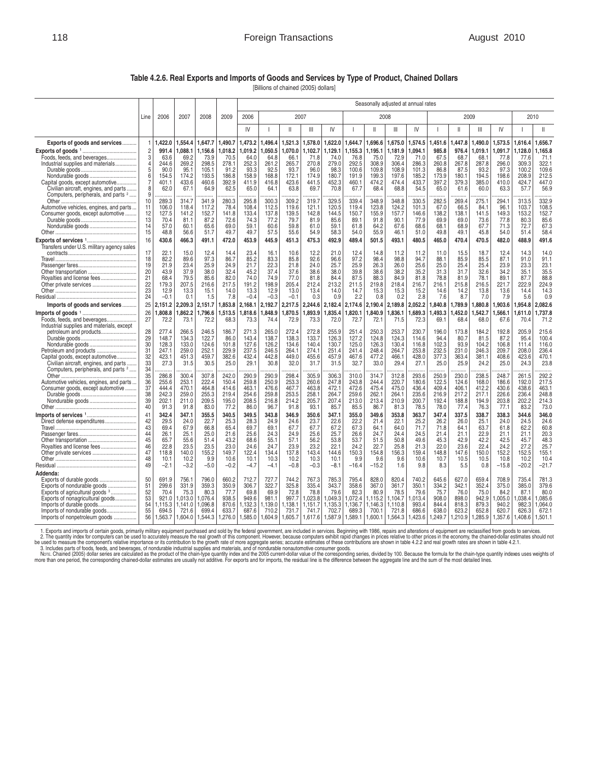**Table 4.2.6. Real Exports and Imports of Goods and Services by Type of Product, Chained Dollars**

[Billions of chained (2005) dollars]

| | Line | 2006 | 2007 | 2008 | 2009 | Seasonally adjusted at annual rates | | | | | | | | | | | | | | | |
|---|---|---|---|---|---|---|---|---|---|---|---|---|---|---|---|---|---|---|---|---|---|
| | | | | | | 2006 | 2007 | | | | 2008 | | | | 2009 | | | | 2010 | |
| | | | | | | IV | I | II | III | IV | I | II | III | IV | I | II | III | IV | I | II |
| **Exports of goods and services** | 1 | 1,422.0 | 1,554.4 | 1,647.7 | 1,490.7 | 1,473.2 | 1,496.4 | 1,521.3 | 1,578.0 | 1,622.0 | 1,644.7 | 1,696.6 | 1,675.0 | 1,574.5 | 1,451.6 | 1,447.8 | 1,490.0 | 1,573.5 | 1,616.4 | 1,656.7 |
| **Exports of goods** [1] | 2 | 991.4 | 1,088.1 | 1,156.6 | 1,018.2 | 1,019.2 | 1,050.5 | 1,070.0 | 1,102.7 | 1,129.1 | 1,155.3 | 1,195.1 | 1,181.9 | 1,094.1 | 985.8 | 976.4 | 1,019.1 | 1,091.7 | 1,128.0 | 1,165.8 |
| Foods, feeds, and beverages | 3 | 63.6 | 69.2 | 73.9 | 70.5 | 64.0 | 64.8 | 66.1 | 71.8 | 74.0 | 76.8 | 75.0 | 72.9 | 71.0 | 67.5 | 68.7 | 68.1 | 77.8 | 77.6 | 71.1 |
| Industrial supplies and materials | 4 | 244.6 | 269.2 | 298.5 | 278.1 | 252.3 | 261.2 | 265.7 | 270.8 | 279.0 | 292.5 | 308.9 | 306.4 | 286.3 | 260.8 | 267.8 | 287.8 | 296.0 | 309.3 | 322.1 |
| Durable goods | 5 | 90.0 | 95.1 | 105.1 | 91.2 | 93.3 | 92.5 | 93.7 | 96.0 | 98.3 | 100.6 | 109.8 | 108.9 | 101.3 | 86.8 | 87.5 | 93.2 | 97.3 | 100.2 | 109.6 |
| Nondurable goods | 6 | 154.5 | 174.2 | 193.5 | 186.8 | 158.9 | 168.8 | 172.1 | 174.9 | 180.7 | 191.9 | 199.3 | 197.6 | 185.2 | 173.9 | 180.1 | 194.5 | 198.6 | 208.9 | 212.5 |
| Capital goods, except automotive | 7 | 401.1 | 433.6 | 460.6 | 392.9 | 411.9 | 416.8 | 423.6 | 441.5 | 452.3 | 460.1 | 474.2 | 474.4 | 433.7 | 397.2 | 379.3 | 385.0 | 410.0 | 424.7 | 447.0 |
| Civilian aircraft, engines, and parts | 8 | 62.0 | 67.1 | 64.9 | 62.5 | 65.0 | 64.1 | 63.8 | 69.7 | 70.8 | 67.7 | 68.4 | 68.8 | 54.5 | 65.0 | 61.6 | 60.0 | 63.3 | 57.7 | 56.9 |
| Computers, peripherals, and parts [2] | 9 | ........ | ........ | ........ | ........ | ........ | ........ | ........ | ........ | ........ | ........ | ........ | ........ | ........ | ........ | ........ | ........ | ........ | ........ | ........ |
| Other | 10 | 289.3 | 314.7 | 341.9 | 280.3 | 295.8 | 300.3 | 309.2 | 319.7 | 329.5 | 339.4 | 348.9 | 348.8 | 330.5 | 282.5 | 269.4 | 275.1 | 294.1 | 313.5 | 332.9 |
| Automotive vehicles, engines, and parts | 11 | 106.0 | 118.4 | 117.2 | 78.4 | 108.4 | 112.5 | 119.6 | 121.1 | 120.5 | 119.4 | 123.8 | 124.2 | 101.3 | 67.0 | 66.5 | 84.1 | 96.1 | 103.7 | 108.5 |
| Consumer goods, except automotive | 12 | 127.5 | 141.2 | 152.7 | 141.8 | 133.4 | 137.8 | 139.5 | 142.8 | 144.5 | 150.7 | 155.9 | 157.7 | 146.6 | 138.2 | 138.1 | 141.5 | 149.3 | 153.2 | 152.7 |
| Durable goods | 13 | 70.4 | 81.1 | 87.2 | 72.6 | 74.3 | 77.2 | 79.7 | 81.9 | 85.6 | 89.1 | 91.8 | 90.1 | 77.9 | 69.9 | 69.0 | 73.6 | 77.8 | 80.3 | 85.6 |
| Nondurable goods | 14 | 57.0 | 60.1 | 65.6 | 69.0 | 59.1 | 60.6 | 59.8 | 61.0 | 59.1 | 61.8 | 64.2 | 67.6 | 68.6 | 68.1 | 68.9 | 67.7 | 71.3 | 72.7 | 67.3 |
| Other | 15 | 48.8 | 56.6 | 51.7 | 49.7 | 49.7 | 57.5 | 55.6 | 54.9 | 58.3 | 54.0 | 55.9 | 46.1 | 51.0 | 49.8 | 49.1 | 45.8 | 54.0 | 51.4 | 58.4 |
| **Exports of services** [1] | 16 | 430.6 | 466.3 | 491.1 | 472.0 | 453.9 | 445.9 | 451.3 | 475.3 | 492.9 | 489.4 | 501.5 | 493.1 | 480.5 | 465.0 | 470.4 | 470.5 | 482.0 | 488.9 | 491.6 |
| Transfers under U.S. military agency sales contracts | 17 | 22.1 | 15.0 | 12.4 | 14.4 | 23.4 | 16.1 | 10.6 | 12.2 | 21.0 | 12.4 | 14.8 | 11.2 | 11.2 | 11.0 | 15.5 | 18.7 | 12.4 | 14.3 | 14.0 |
| Travel | 18 | 82.2 | 89.6 | 97.3 | 86.7 | 85.2 | 83.3 | 85.8 | 92.6 | 96.6 | 97.2 | 98.4 | 98.8 | 94.7 | 85.8 | 85.9 | 85.5 | 87.1 | 91.0 | 91.1 |
| Passenger fares | 19 | 21.9 | 23.4 | 25.9 | 24.9 | 21.7 | 22.3 | 21.8 | 24.0 | 25.7 | 25.9 | 26.3 | 26.0 | 25.6 | 25.0 | 25.4 | 25.4 | 23.9 | 23.3 | 23.1 |
| Other transportation | 20 | 43.9 | 37.9 | 38.0 | 32.4 | 45.2 | 37.4 | 37.6 | 38.6 | 38.0 | 39.8 | 38.6 | 38.2 | 35.2 | 31.3 | 31.7 | 32.6 | 34.2 | 35.1 | 35.5 |
| Royalties and license fees | 21 | 68.4 | 79.5 | 85.6 | 82.0 | 74.0 | 74.9 | 77.0 | 81.8 | 84.4 | 87.5 | 88.3 | 84.9 | 81.8 | 78.8 | 81.9 | 78.1 | 89.1 | 87.7 | 88.8 |
| Other private services | 22 | 179.3 | 207.5 | 216.6 | 217.5 | 191.2 | 198.9 | 205.4 | 212.4 | 213.2 | 211.5 | 219.8 | 218.4 | 216.7 | 216.1 | 215.8 | 216.5 | 221.7 | 222.9 | 224.9 |
| Other | 23 | 12.9 | 13.3 | 15.1 | 14.0 | 13.3 | 12.9 | 13.0 | 13.4 | 14.0 | 14.7 | 15.3 | 15.3 | 15.2 | 14.6 | 14.2 | 13.8 | 13.6 | 14.4 | 14.3 |
| Residual | 24 | −0.1 | 0.1 | 1.5 | 7.8 | −0.4 | −0.3 | −0.1 | 0.3 | 0.9 | 2.2 | 0.8 | 0.2 | 2.8 | 7.6 | 8.7 | 7.0 | 7.9 | 5.6 | 0.9 |
| **Imports of goods and services** | 25 | 2,151.2 | 2,209.3 | 2,151.7 | 1,853.8 | 2,168.1 | 2,192.7 | 2,217.5 | 2,244.6 | 2,182.4 | 2,174.6 | 2,190.4 | 2,189.8 | 2,052.2 | 1,840.8 | 1,789.9 | 1,880.8 | 1,903.6 | 1,954.8 | 2,082.6 |
| **Imports of goods** [1] | 26 | 1,808.8 | 1,862.2 | 1,796.6 | 1,513.5 | 1,818.6 | 1,848.9 | 1,870.5 | 1,893.9 | 1,835.4 | 1,820.1 | 1,840.9 | 1,836.1 | 1,689.3 | 1,493.3 | 1,452.0 | 1,542.7 | 1,566.1 | 1,611.0 | 1,737.8 |
| Foods, feeds, and beverages | 27 | 72.2 | 73.1 | 72.2 | 68.3 | 73.3 | 74.4 | 72.9 | 73.3 | 72.0 | 72.7 | 72.1 | 71.5 | 72.3 | 69.1 | 68.4 | 68.0 | 67.6 | 70.4 | 71.2 |
| Industrial supplies and materials, except petroleum and products | 28 | 277.4 | 266.5 | 246.5 | 186.7 | 271.3 | 265.0 | 272.4 | 272.8 | 255.9 | 251.4 | 250.3 | 253.7 | 230.7 | 196.0 | 173.8 | 184.2 | 192.8 | 205.9 | 215.6 |
| Durable goods | 29 | 148.7 | 134.3 | 122.7 | 86.0 | 143.4 | 138.7 | 138.3 | 133.7 | 126.3 | 127.2 | 124.8 | 124.3 | 114.6 | 94.4 | 80.7 | 81.5 | 87.2 | 95.4 | 100.4 |
| Nondurable goods | 30 | 128.3 | 133.0 | 124.6 | 101.8 | 127.6 | 126.2 | 134.6 | 140.4 | 130.7 | 125.0 | 126.3 | 130.4 | 116.8 | 102.3 | 93.9 | 104.2 | 106.8 | 111.4 | 116.0 |
| Petroleum and products | 31 | 247.1 | 259.0 | 252.1 | 229.9 | 237.5 | 246.5 | 264.1 | 274.1 | 251.4 | 241.4 | 248.4 | 264.7 | 253.8 | 232.5 | 231.0 | 246.3 | 209.7 | 208.0 | 236.4 |
| Capital goods, except automotive | 32 | 423.1 | 451.3 | 459.7 | 382.6 | 432.4 | 442.8 | 449.0 | 455.6 | 457.9 | 467.6 | 477.2 | 466.1 | 428.0 | 377.3 | 363.4 | 381.1 | 408.6 | 423.6 | 470.1 |
| Civilian aircraft, engines, and parts | 33 | 27.3 | 31.5 | 30.5 | 25.0 | 29.1 | 30.8 | 32.0 | 31.7 | 31.5 | 32.7 | 33.0 | 29.4 | 27.1 | 25.0 | 25.9 | 24.2 | 25.0 | 24.3 | 23.8 |
| Computers, peripherals, and parts [2] | 34 | ........ | ........ | ........ | ........ | ........ | ........ | ........ | ........ | ........ | ........ | ........ | ........ | ........ | ........ | ........ | ........ | ........ | ........ | ........ |
| Other | 35 | 286.8 | 300.4 | 307.8 | 242.0 | 290.9 | 290.9 | 298.4 | 305.9 | 306.3 | 310.0 | 314.7 | 312.8 | 293.6 | 250.9 | 230.0 | 238.5 | 248.7 | 261.5 | 292.2 |
| Automotive vehicles, engines, and parts | 36 | 255.6 | 253.1 | 222.4 | 150.4 | 259.8 | 250.9 | 253.3 | 260.6 | 247.8 | 243.8 | 244.4 | 220.7 | 180.6 | 122.5 | 124.6 | 168.0 | 186.6 | 192.0 | 217.5 |
| Consumer goods, except automotive | 37 | 444.4 | 470.1 | 464.8 | 414.6 | 463.1 | 476.6 | 467.7 | 463.8 | 472.1 | 472.6 | 475.4 | 475.0 | 436.4 | 409.4 | 406.1 | 412.2 | 430.6 | 438.6 | 463.1 |
| Durable goods | 38 | 242.3 | 259.0 | 255.3 | 219.4 | 254.6 | 259.8 | 253.5 | 258.1 | 264.7 | 259.6 | 262.1 | 264.1 | 235.6 | 216.9 | 217.2 | 217.1 | 226.6 | 236.4 | 248.8 |
| Nondurable goods | 39 | 202.1 | 211.0 | 209.5 | 195.0 | 208.5 | 216.8 | 214.2 | 205.7 | 207.4 | 213.0 | 213.4 | 210.9 | 200.7 | 192.4 | 188.8 | 194.9 | 203.8 | 202.2 | 214.3 |
| Other | 40 | 91.3 | 91.8 | 83.0 | 77.2 | 86.0 | 96.7 | 91.8 | 93.1 | 85.7 | 85.5 | 86.7 | 81.3 | 78.5 | 78.0 | 77.4 | 76.3 | 77.1 | 83.2 | 73.0 |
| **Imports of services** [1] | 41 | 342.4 | 347.1 | 355.5 | 340.5 | 349.5 | 343.8 | 346.9 | 350.6 | 347.1 | 355.0 | 349.6 | 353.8 | 363.7 | 347.4 | 337.5 | 338.7 | 338.3 | 344.6 | 346.0 |
| Direct defense expenditures | 42 | 29.5 | 24.0 | 22.7 | 25.3 | 28.3 | 24.9 | 24.6 | 23.7 | 22.6 | 22.2 | 21.4 | 22.1 | 25.2 | 26.2 | 26.0 | 25.1 | 24.0 | 24.5 | 24.6 |
| Travel | 43 | 69.4 | 67.9 | 66.8 | 65.4 | 69.7 | 69.1 | 67.7 | 67.7 | 67.2 | 67.3 | 64.1 | 64.0 | 71.7 | 71.8 | 64.1 | 63.7 | 61.8 | 62.2 | 60.8 |
| Passenger fares | 44 | 26.1 | 25.1 | 25.0 | 21.6 | 25.6 | 24.3 | 24.9 | 25.6 | 25.7 | 26.6 | 24.7 | 24.4 | 24.5 | 21.4 | 21.1 | 22.9 | 21.1 | 21.1 | 20.3 |
| Other transportation | 45 | 65.7 | 55.6 | 51.4 | 43.2 | 68.6 | 55.1 | 57.1 | 56.2 | 53.8 | 53.7 | 51.5 | 50.8 | 49.6 | 45.3 | 42.9 | 42.2 | 42.5 | 45.7 | 48.3 |
| Royalties and license fees | 46 | 22.8 | 23.5 | 23.5 | 23.0 | 24.6 | 24.7 | 23.9 | 23.2 | 22.1 | 24.2 | 22.7 | 25.8 | 21.3 | 22.0 | 23.6 | 22.4 | 24.2 | 27.2 | 25.7 |
| Other private services | 47 | 118.8 | 140.0 | 155.2 | 149.7 | 122.4 | 134.4 | 137.8 | 143.4 | 144.6 | 150.3 | 154.8 | 156.3 | 159.4 | 148.8 | 147.6 | 150.0 | 152.2 | 152.5 | 155.1 |
| Other | 48 | 10.1 | 10.2 | 9.9 | 10.6 | 10.1 | 10.3 | 10.2 | 10.3 | 10.1 | 9.9 | 9.6 | 9.6 | 10.6 | 10.7 | 10.5 | 10.5 | 10.8 | 10.2 | 10.4 |
| Residual | 49 | −2.1 | −3.2 | −5.0 | −0.2 | −4.7 | −4.1 | −0.8 | −0.3 | −8.1 | −16.4 | −15.2 | 1.6 | 9.8 | 8.3 | 5.5 | 0.8 | −15.8 | −20.2 | −21.7 |
| **Addenda:** | | | | | | | | | | | | | | | | | | | | |
| Exports of durable goods | 50 | 691.9 | 756.1 | 796.0 | 660.2 | 712.7 | 727.7 | 744.2 | 767.3 | 785.3 | 795.4 | 828.0 | 820.4 | 740.2 | 645.6 | 627.0 | 659.4 | 708.9 | 735.4 | 781.3 |
| Exports of nondurable goods | 51 | 299.6 | 331.9 | 359.3 | 350.9 | 306.7 | 322.7 | 325.8 | 335.4 | 343.7 | 358.6 | 367.0 | 361.7 | 350.1 | 334.2 | 342.1 | 352.4 | 375.0 | 385.0 | 379.6 |
| Exports of agricultural goods [3] | 52 | 70.4 | 75.3 | 80.3 | 77.7 | 69.8 | 69.9 | 72.8 | 78.8 | 79.6 | 82.3 | 80.9 | 78.5 | 79.6 | 75.7 | 76.0 | 75.0 | 84.2 | 87.1 | 80.0 |
| Exports of nonagricultural goods | 53 | 921.0 | 1,013.0 | 1,076.4 | 938.5 | 949.6 | 981.1 | 997.7 | 1,023.8 | 1,049.3 | 1,072.4 | 1,115.2 | 1,104.7 | 1,013.4 | 908.0 | 898.0 | 942.9 | 1,005.0 | 1,038.4 | 1,085.6 |
| Imports of durable goods | 54 | 1,115.3 | 1,141.0 | 1,096.8 | 870.6 | 1,132.3 | 1,139.0 | 1,138.1 | 1,151.7 | 1,135.3 | 1,136.7 | 1,146.3 | 1,110.8 | 993.4 | 844.4 | 818.3 | 879.3 | 940.2 | 982.3 | 1,064.0 |
| Imports of nondurable goods | 55 | 694.5 | 721.6 | 699.4 | 633.7 | 687.6 | 710.2 | 731.7 | 741.7 | 702.7 | 689.3 | 700.1 | 721.8 | 686.6 | 638.0 | 623.2 | 652.8 | 620.7 | 626.3 | 672.1 |
| Imports of nonpetroleum goods | 56 | 1,563.7 | 1,604.0 | 1,544.3 | 1,276.0 | 1,585.0 | 1,604.9 | 1,605.7 | 1,617.6 | 1,587.9 | 1,589.1 | 1,600.1 | 1,564.3 | 1,423.6 | 1,249.7 | 1,210.9 | 1,285.9 | 1,357.6 | 1,408.6 | 1,501.1 |

1. Exports and imports of certain goods, primarily military equipment purchased and sold by the federal government, are included in services. Beginning with 1986, repairs and alterations of equipment are reclassified from goods to services.
2. The quantity index for computers can be used to accurately measure the real growth of this component. However, because computers exhibit rapid changes in prices relative to other prices in the economy, the chained-dollar estimates should not be used to measure the component's relative importance or its contribution to the growth rate of more aggregate series; accurate estimates of these contributions are shown in table 4.2.2 and real growth rates are shown in table 4.2.1.
3. Includes parts of foods, feeds, and beverages, of nondurable industrial supplies and materials, and of nondurable nonautomotive consumer goods.

NOTE. Chained (2005) dollar series are calculated as the product of the chain-type quantity index and the 2005 current-dollar value of the corresponding series, divided by 100. Because the formula for the chain-type quantity indexes uses weights of more than one period, the corresponding chained-dollar estimates are usually not additive. For exports and for imports, the residual line is the difference between the aggregate line and the sum of the most detailed lines.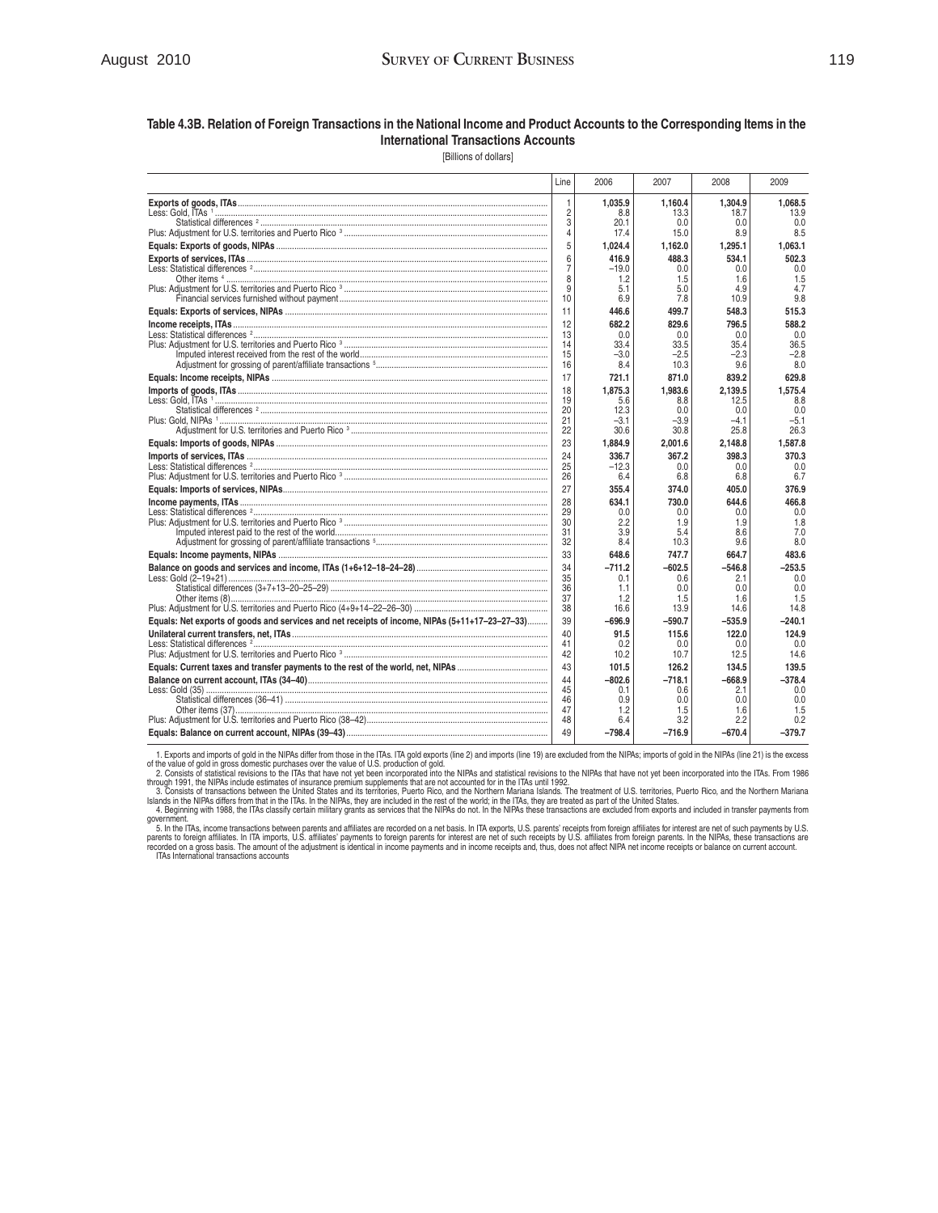### Table 4.3B. Relation of Foreign Transactions in the National Income and Product Accounts to the Corresponding Items in the International Transactions Accounts

[Billions of dollars]

| | Line | 2006 | 2007 | 2008 | 2009 |
|---|---|---|---|---|---|
| **Exports of goods, ITAs** | 1 | **1,035.9** | **1,160.4** | **1,304.9** | **1,068.5** |
| Less: Gold, ITAs [1] | 2 | 8.8 | 13.3 | 18.7 | 13.9 |
| Statistical differences [2] | 3 | 20.1 | 0.0 | 0.0 | 0.0 |
| Plus: Adjustment for U.S. territories and Puerto Rico [3] | 4 | 17.4 | 15.0 | 8.9 | 8.5 |
| **Equals: Exports of goods, NIPAs** | 5 | **1,024.4** | **1,162.0** | **1,295.1** | **1,063.1** |
| **Exports of services, ITAs** | 6 | **416.9** | **488.3** | **534.1** | **502.3** |
| Less: Statistical differences [2] | 7 | −19.0 | 0.0 | 0.0 | 0.0 |
| Other items [4] | 8 | 1.2 | 1.5 | 1.6 | 1.5 |
| Plus: Adjustment for U.S. territories and Puerto Rico [3] | 9 | 5.1 | 5.0 | 4.9 | 4.7 |
| Financial services furnished without payment | 10 | 6.9 | 7.8 | 10.9 | 9.8 |
| **Equals: Exports of services, NIPAs** | 11 | **446.6** | **499.7** | **548.3** | **515.3** |
| **Income receipts, ITAs** | 12 | **682.2** | **829.6** | **796.5** | **588.2** |
| Less: Statistical differences [2] | 13 | 0.0 | 0.0 | 0.0 | 0.0 |
| Plus: Adjustment for U.S. territories and Puerto Rico [3] | 14 | 33.4 | 33.5 | 35.4 | 36.5 |
| Imputed interest received from the rest of the world | 15 | −3.0 | −2.5 | −2.3 | −2.8 |
| Adjustment for grossing of parent/affiliate transactions [5] | 16 | 8.4 | 10.3 | 9.6 | 8.0 |
| **Equals: Income receipts, NIPAs** | 17 | **721.1** | **871.0** | **839.2** | **629.8** |
| **Imports of goods, ITAs** | 18 | **1,875.3** | **1,983.6** | **2,139.5** | **1,575.4** |
| Less: Gold, ITAs [1] | 19 | 5.6 | 8.8 | 12.5 | 8.8 |
| Statistical differences [2] | 20 | 12.3 | 0.0 | 0.0 | 0.0 |
| Plus: Gold, NIPAs [1] | 21 | −3.1 | −3.9 | −4.1 | −5.1 |
| Adjustment for U.S. territories and Puerto Rico [3] | 22 | 30.6 | 30.8 | 25.8 | 26.3 |
| **Equals: Imports of goods, NIPAs** | 23 | **1,884.9** | **2,001.6** | **2,148.8** | **1,587.8** |
| **Imports of services, ITAs** | 24 | **336.7** | **367.2** | **398.3** | **370.3** |
| Less: Statistical differences [2] | 25 | −12.3 | 0.0 | 0.0 | 0.0 |
| Plus: Adjustment for U.S. territories and Puerto Rico [3] | 26 | 6.4 | 6.8 | 6.8 | 6.7 |
| **Equals: Imports of services, NIPAs** | 27 | **355.4** | **374.0** | **405.0** | **376.9** |
| **Income payments, ITAs** | 28 | **634.1** | **730.0** | **644.6** | **466.8** |
| Less: Statistical differences [2] | 29 | 0.0 | 0.0 | 0.0 | 0.0 |
| Plus: Adjustment for U.S. territories and Puerto Rico [3] | 30 | 2.2 | 1.9 | 1.9 | 1.8 |
| Imputed interest paid to the rest of the world | 31 | 3.9 | 5.4 | 8.6 | 7.0 |
| Adjustment for grossing of parent/affiliate transactions [5] | 32 | 8.4 | 10.3 | 9.6 | 8.0 |
| **Equals: Income payments, NIPAs** | 33 | **648.6** | **747.7** | **664.7** | **483.6** |
| **Balance on goods and services and income, ITAs (1+6+12–18–24–28)** | 34 | **−711.2** | **−602.5** | **−546.8** | **−253.5** |
| Less: Gold (2–19+21) | 35 | 0.1 | 0.6 | 2.1 | 0.0 |
| Statistical differences (3+7+13–20–25–29) | 36 | 1.1 | 0.0 | 0.0 | 0.0 |
| Other items (8) | 37 | 1.2 | 1.5 | 1.6 | 1.5 |
| Plus: Adjustment for U.S. territories and Puerto Rico (4+9+14–22–26–30) | 38 | 16.6 | 13.9 | 14.6 | 14.8 |
| **Equals: Net exports of goods and services and net receipts of income, NIPAs (5+11+17–23–27–33)** | 39 | **−696.9** | **−590.7** | **−535.9** | **−240.1** |
| **Unilateral current transfers, net, ITAs** | 40 | **91.5** | **115.6** | **122.0** | **124.9** |
| Less: Statistical differences [2] | 41 | 0.2 | 0.0 | 0.0 | 0.0 |
| Plus: Adjustment for U.S. territories and Puerto Rico [3] | 42 | 10.2 | 10.7 | 12.5 | 14.6 |
| **Equals: Current taxes and transfer payments to the rest of the world, net, NIPAs** | 43 | **101.5** | **126.2** | **134.5** | **139.5** |
| **Balance on current account, ITAs (34–40)** | 44 | **−802.6** | **−718.1** | **−668.9** | **−378.4** |
| Less: Gold (35) | 45 | 0.1 | 0.6 | 2.1 | 0.0 |
| Statistical differences (36–41) | 46 | 0.9 | 0.0 | 0.0 | 0.0 |
| Other items (37) | 47 | 1.2 | 1.5 | 1.6 | 1.5 |
| Plus: Adjustment for U.S. territories and Puerto Rico (38–42) | 48 | 6.4 | 3.2 | 2.2 | 0.2 |
| **Equals: Balance on current account, NIPAs (39–43)** | 49 | **−798.4** | **−716.9** | **−670.4** | **−379.7** |

1. Exports and imports of gold in the NIPAs differ from those in the ITAs. ITA gold exports (line 2) and imports (line 19) are excluded from the NIPAs; imports of gold in the NIPAs (line 21) is the excess of the value of gold in gross domestic purchases over the value of U.S. production of gold.

2. Consists of statistical revisions to the ITAs that have not yet been incorporated into the NIPAs and statistical revisions to the NIPAs that have not yet been incorporated into the ITAs. From 1986 through 1991, the NIPAs include estimates of insurance premium supplements that are not accounted for in the ITAs until 1992.

3. Consists of transactions between the United States and its territories, Puerto Rico, and the Northern Mariana Islands. The treatment of U.S. territories, Puerto Rico, and the Northern Mariana Islands in the NIPAs differs from that in the ITAs. In the NIPAs, they are included in the rest of the world; in the ITAs, they are treated as part of the United States.

4. Beginning with 1988, the ITAs classify certain military grants as services that the NIPAs do not. In the NIPAs these transactions are excluded from exports and included in transfer payments from government.

5. In the ITAs, income transactions between parents and affiliates are recorded on a net basis. In ITA exports, U.S. parents' receipts from foreign affiliates for interest are net of such payments by U.S. parents to foreign affiliates. In ITA imports, U.S. affiliates' payments to foreign parents for interest are net of such receipts by U.S. affiliates from foreign parents. In the NIPAs, these transactions are recorded on a gross basis. The amount of the adjustment is identical in income payments and in income receipts and, thus, does not affect NIPA net income receipts or balance on current account.

ITAs International transactions accounts